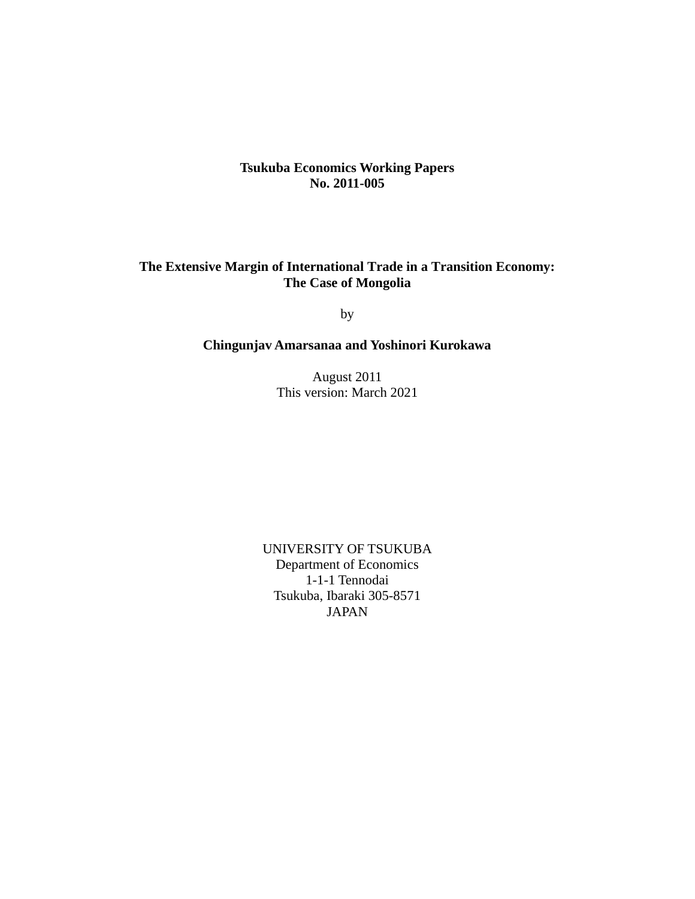**Tsukuba Economics Working Papers**
**No. 2011-005**

# The Extensive Margin of International Trade in a Transition Economy: The Case of Mongolia

by

**Chingunjav Amarsanaa and Yoshinori Kurokawa**

August 2011
This version: March 2021

UNIVERSITY OF TSUKUBA
Department of Economics
1-1-1 Tennodai
Tsukuba, Ibaraki 305-8571
JAPAN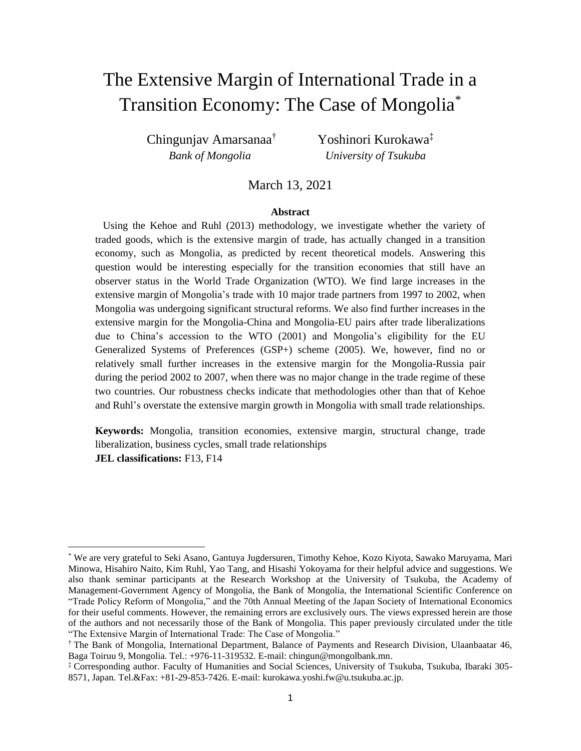# The Extensive Margin of International Trade in a Transition Economy: The Case of Mongolia[*]

Chingunjav Amarsanaa[†]
*Bank of Mongolia*

Yoshinori Kurokawa[‡]
*University of Tsukuba*

March 13, 2021

**Abstract**

Using the Kehoe and Ruhl (2013) methodology, we investigate whether the variety of traded goods, which is the extensive margin of trade, has actually changed in a transition economy, such as Mongolia, as predicted by recent theoretical models. Answering this question would be interesting especially for the transition economies that still have an observer status in the World Trade Organization (WTO). We find large increases in the extensive margin of Mongolia's trade with 10 major trade partners from 1997 to 2002, when Mongolia was undergoing significant structural reforms. We also find further increases in the extensive margin for the Mongolia-China and Mongolia-EU pairs after trade liberalizations due to China's accession to the WTO (2001) and Mongolia's eligibility for the EU Generalized Systems of Preferences (GSP+) scheme (2005). We, however, find no or relatively small further increases in the extensive margin for the Mongolia-Russia pair during the period 2002 to 2007, when there was no major change in the trade regime of these two countries. Our robustness checks indicate that methodologies other than that of Kehoe and Ruhl's overstate the extensive margin growth in Mongolia with small trade relationships.

**Keywords:** Mongolia, transition economies, extensive margin, structural change, trade liberalization, business cycles, small trade relationships
**JEL classifications:** F13, F14

---

[*] We are very grateful to Seki Asano, Gantuya Jugdersuren, Timothy Kehoe, Kozo Kiyota, Sawako Maruyama, Mari Minowa, Hisahiro Naito, Kim Ruhl, Yao Tang, and Hisashi Yokoyama for their helpful advice and suggestions. We also thank seminar participants at the Research Workshop at the University of Tsukuba, the Academy of Management-Government Agency of Mongolia, the Bank of Mongolia, the International Scientific Conference on "Trade Policy Reform of Mongolia," and the 70th Annual Meeting of the Japan Society of International Economics for their useful comments. However, the remaining errors are exclusively ours. The views expressed herein are those of the authors and not necessarily those of the Bank of Mongolia. This paper previously circulated under the title "The Extensive Margin of International Trade: The Case of Mongolia."

[†] The Bank of Mongolia, International Department, Balance of Payments and Research Division, Ulaanbaatar 46, Baga Toiruu 9, Mongolia. Tel.: +976-11-319532. E-mail: chingun@mongolbank.mn.

[‡] Corresponding author. Faculty of Humanities and Social Sciences, University of Tsukuba, Tsukuba, Ibaraki 305-8571, Japan. Tel.&Fax: +81-29-853-7426. E-mail: kurokawa.yoshi.fw@u.tsukuba.ac.jp.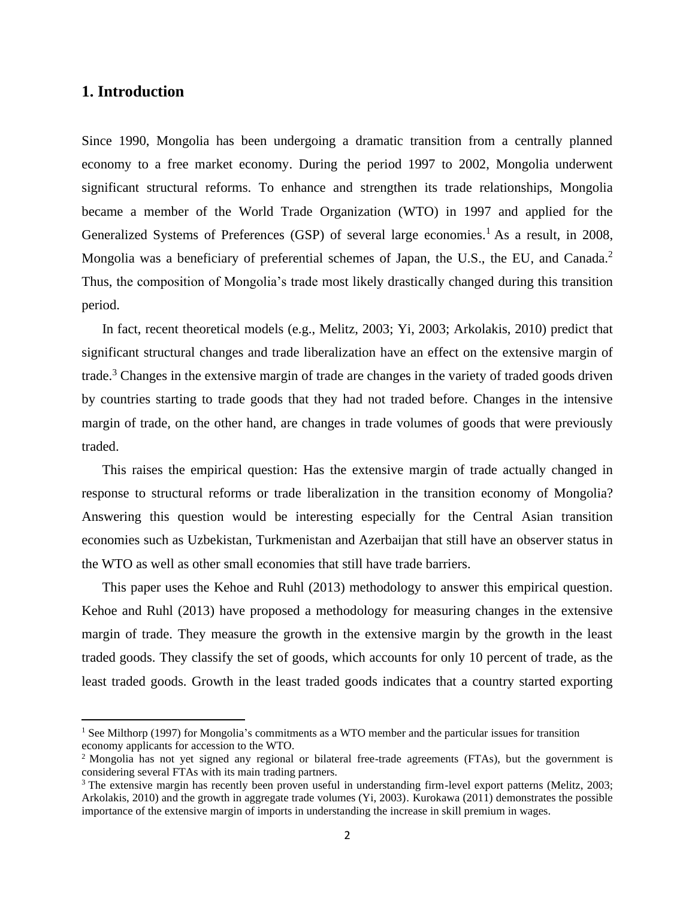## 1. Introduction

Since 1990, Mongolia has been undergoing a dramatic transition from a centrally planned economy to a free market economy. During the period 1997 to 2002, Mongolia underwent significant structural reforms. To enhance and strengthen its trade relationships, Mongolia became a member of the World Trade Organization (WTO) in 1997 and applied for the Generalized Systems of Preferences (GSP) of several large economies.[1] As a result, in 2008, Mongolia was a beneficiary of preferential schemes of Japan, the U.S., the EU, and Canada.[2] Thus, the composition of Mongolia's trade most likely drastically changed during this transition period.

In fact, recent theoretical models (e.g., Melitz, 2003; Yi, 2003; Arkolakis, 2010) predict that significant structural changes and trade liberalization have an effect on the extensive margin of trade.[3] Changes in the extensive margin of trade are changes in the variety of traded goods driven by countries starting to trade goods that they had not traded before. Changes in the intensive margin of trade, on the other hand, are changes in trade volumes of goods that were previously traded.

This raises the empirical question: Has the extensive margin of trade actually changed in response to structural reforms or trade liberalization in the transition economy of Mongolia? Answering this question would be interesting especially for the Central Asian transition economies such as Uzbekistan, Turkmenistan and Azerbaijan that still have an observer status in the WTO as well as other small economies that still have trade barriers.

This paper uses the Kehoe and Ruhl (2013) methodology to answer this empirical question. Kehoe and Ruhl (2013) have proposed a methodology for measuring changes in the extensive margin of trade. They measure the growth in the extensive margin by the growth in the least traded goods. They classify the set of goods, which accounts for only 10 percent of trade, as the least traded goods. Growth in the least traded goods indicates that a country started exporting

---

[1] See Milthorp (1997) for Mongolia's commitments as a WTO member and the particular issues for transition economy applicants for accession to the WTO.

[2] Mongolia has not yet signed any regional or bilateral free-trade agreements (FTAs), but the government is considering several FTAs with its main trading partners.

[3] The extensive margin has recently been proven useful in understanding firm-level export patterns (Melitz, 2003; Arkolakis, 2010) and the growth in aggregate trade volumes (Yi, 2003). Kurokawa (2011) demonstrates the possible importance of the extensive margin of imports in understanding the increase in skill premium in wages.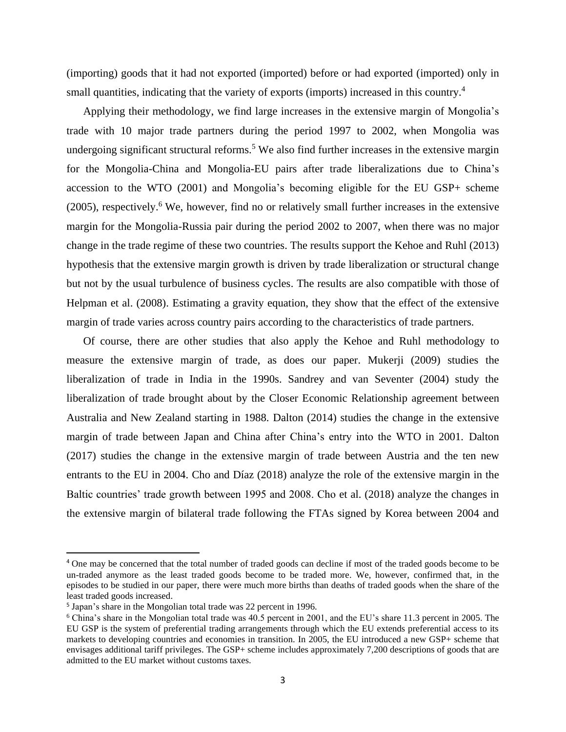(importing) goods that it had not exported (imported) before or had exported (imported) only in small quantities, indicating that the variety of exports (imports) increased in this country.[4]

Applying their methodology, we find large increases in the extensive margin of Mongolia's trade with 10 major trade partners during the period 1997 to 2002, when Mongolia was undergoing significant structural reforms.[5] We also find further increases in the extensive margin for the Mongolia-China and Mongolia-EU pairs after trade liberalizations due to China's accession to the WTO (2001) and Mongolia's becoming eligible for the EU GSP+ scheme (2005), respectively.[6] We, however, find no or relatively small further increases in the extensive margin for the Mongolia-Russia pair during the period 2002 to 2007, when there was no major change in the trade regime of these two countries. The results support the Kehoe and Ruhl (2013) hypothesis that the extensive margin growth is driven by trade liberalization or structural change but not by the usual turbulence of business cycles. The results are also compatible with those of Helpman et al. (2008). Estimating a gravity equation, they show that the effect of the extensive margin of trade varies across country pairs according to the characteristics of trade partners.

Of course, there are other studies that also apply the Kehoe and Ruhl methodology to measure the extensive margin of trade, as does our paper. Mukerji (2009) studies the liberalization of trade in India in the 1990s. Sandrey and van Seventer (2004) study the liberalization of trade brought about by the Closer Economic Relationship agreement between Australia and New Zealand starting in 1988. Dalton (2014) studies the change in the extensive margin of trade between Japan and China after China's entry into the WTO in 2001. Dalton (2017) studies the change in the extensive margin of trade between Austria and the ten new entrants to the EU in 2004. Cho and Díaz (2018) analyze the role of the extensive margin in the Baltic countries' trade growth between 1995 and 2008. Cho et al. (2018) analyze the changes in the extensive margin of bilateral trade following the FTAs signed by Korea between 2004 and

---

[4] One may be concerned that the total number of traded goods can decline if most of the traded goods become to be un-traded anymore as the least traded goods become to be traded more. We, however, confirmed that, in the episodes to be studied in our paper, there were much more births than deaths of traded goods when the share of the least traded goods increased.

[5] Japan's share in the Mongolian total trade was 22 percent in 1996.

[6] China's share in the Mongolian total trade was 40.5 percent in 2001, and the EU's share 11.3 percent in 2005. The EU GSP is the system of preferential trading arrangements through which the EU extends preferential access to its markets to developing countries and economies in transition. In 2005, the EU introduced a new GSP+ scheme that envisages additional tariff privileges. The GSP+ scheme includes approximately 7,200 descriptions of goods that are admitted to the EU market without customs taxes.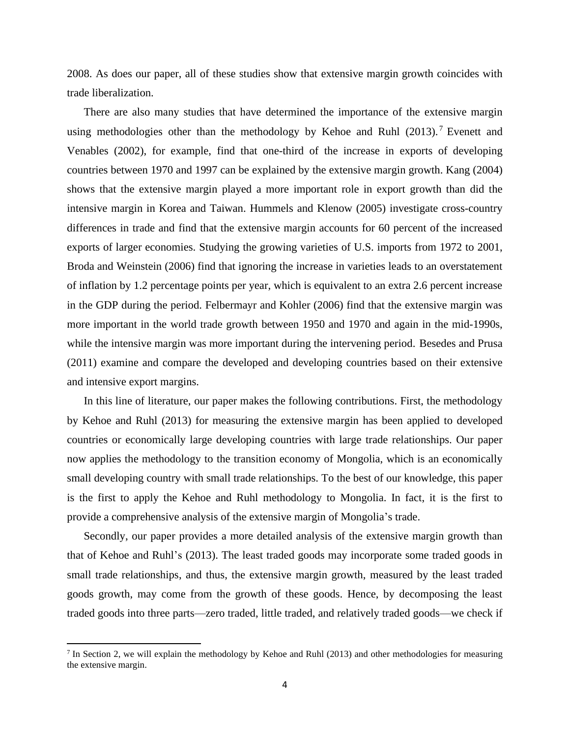2008. As does our paper, all of these studies show that extensive margin growth coincides with trade liberalization.

There are also many studies that have determined the importance of the extensive margin using methodologies other than the methodology by Kehoe and Ruhl (2013).[7] Evenett and Venables (2002), for example, find that one-third of the increase in exports of developing countries between 1970 and 1997 can be explained by the extensive margin growth. Kang (2004) shows that the extensive margin played a more important role in export growth than did the intensive margin in Korea and Taiwan. Hummels and Klenow (2005) investigate cross-country differences in trade and find that the extensive margin accounts for 60 percent of the increased exports of larger economies. Studying the growing varieties of U.S. imports from 1972 to 2001, Broda and Weinstein (2006) find that ignoring the increase in varieties leads to an overstatement of inflation by 1.2 percentage points per year, which is equivalent to an extra 2.6 percent increase in the GDP during the period. Felbermayr and Kohler (2006) find that the extensive margin was more important in the world trade growth between 1950 and 1970 and again in the mid-1990s, while the intensive margin was more important during the intervening period. Besedes and Prusa (2011) examine and compare the developed and developing countries based on their extensive and intensive export margins.

In this line of literature, our paper makes the following contributions. First, the methodology by Kehoe and Ruhl (2013) for measuring the extensive margin has been applied to developed countries or economically large developing countries with large trade relationships. Our paper now applies the methodology to the transition economy of Mongolia, which is an economically small developing country with small trade relationships. To the best of our knowledge, this paper is the first to apply the Kehoe and Ruhl methodology to Mongolia. In fact, it is the first to provide a comprehensive analysis of the extensive margin of Mongolia's trade.

Secondly, our paper provides a more detailed analysis of the extensive margin growth than that of Kehoe and Ruhl's (2013). The least traded goods may incorporate some traded goods in small trade relationships, and thus, the extensive margin growth, measured by the least traded goods growth, may come from the growth of these goods. Hence, by decomposing the least traded goods into three parts—zero traded, little traded, and relatively traded goods—we check if

[7] In Section 2, we will explain the methodology by Kehoe and Ruhl (2013) and other methodologies for measuring the extensive margin.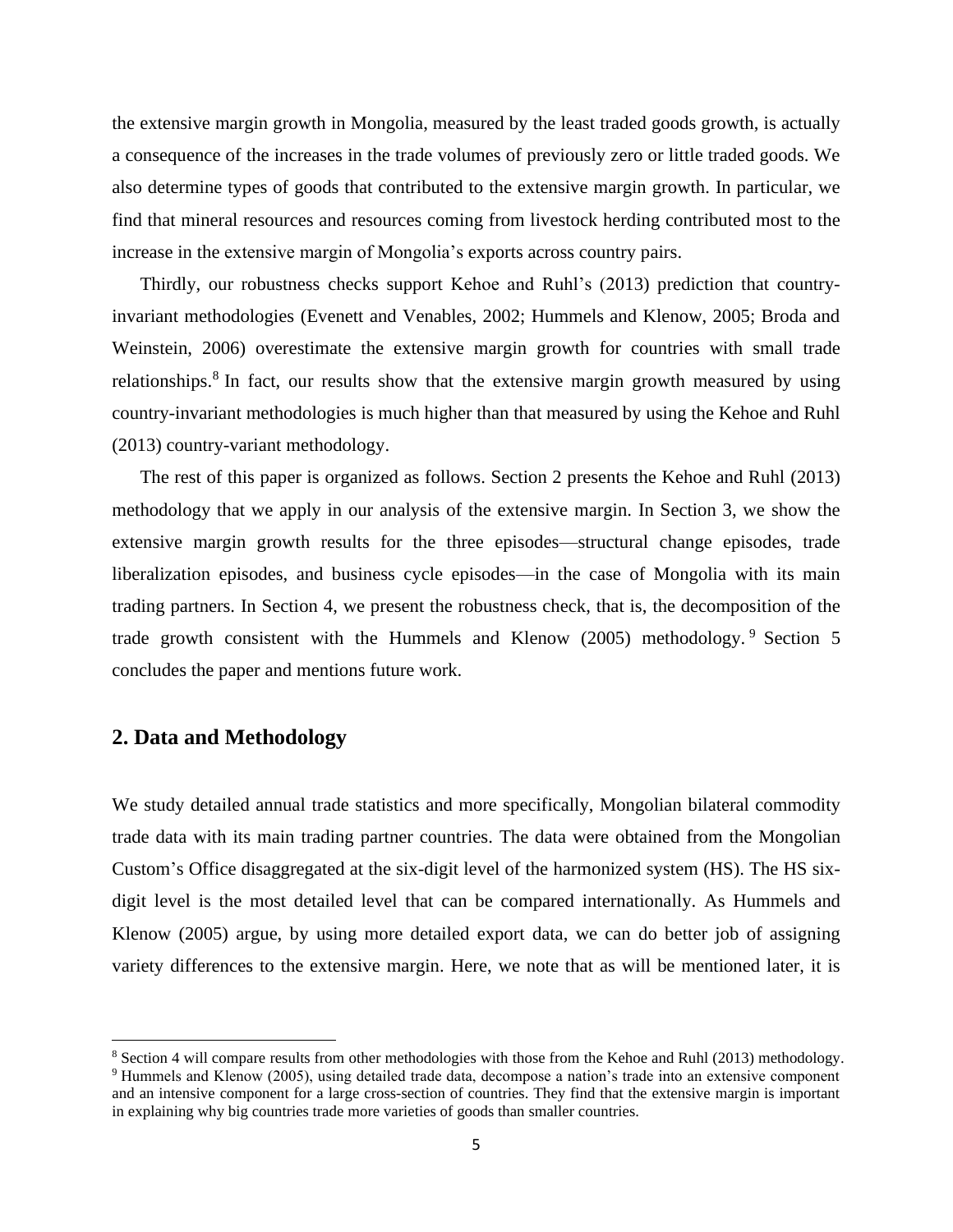the extensive margin growth in Mongolia, measured by the least traded goods growth, is actually a consequence of the increases in the trade volumes of previously zero or little traded goods. We also determine types of goods that contributed to the extensive margin growth. In particular, we find that mineral resources and resources coming from livestock herding contributed most to the increase in the extensive margin of Mongolia's exports across country pairs.

Thirdly, our robustness checks support Kehoe and Ruhl's (2013) prediction that country-invariant methodologies (Evenett and Venables, 2002; Hummels and Klenow, 2005; Broda and Weinstein, 2006) overestimate the extensive margin growth for countries with small trade relationships.[8] In fact, our results show that the extensive margin growth measured by using country-invariant methodologies is much higher than that measured by using the Kehoe and Ruhl (2013) country-variant methodology.

The rest of this paper is organized as follows. Section 2 presents the Kehoe and Ruhl (2013) methodology that we apply in our analysis of the extensive margin. In Section 3, we show the extensive margin growth results for the three episodes—structural change episodes, trade liberalization episodes, and business cycle episodes—in the case of Mongolia with its main trading partners. In Section 4, we present the robustness check, that is, the decomposition of the trade growth consistent with the Hummels and Klenow (2005) methodology.[9] Section 5 concludes the paper and mentions future work.

## 2. Data and Methodology

We study detailed annual trade statistics and more specifically, Mongolian bilateral commodity trade data with its main trading partner countries. The data were obtained from the Mongolian Custom's Office disaggregated at the six-digit level of the harmonized system (HS). The HS six-digit level is the most detailed level that can be compared internationally. As Hummels and Klenow (2005) argue, by using more detailed export data, we can do better job of assigning variety differences to the extensive margin. Here, we note that as will be mentioned later, it is

[8] Section 4 will compare results from other methodologies with those from the Kehoe and Ruhl (2013) methodology.

[9] Hummels and Klenow (2005), using detailed trade data, decompose a nation's trade into an extensive component and an intensive component for a large cross-section of countries. They find that the extensive margin is important in explaining why big countries trade more varieties of goods than smaller countries.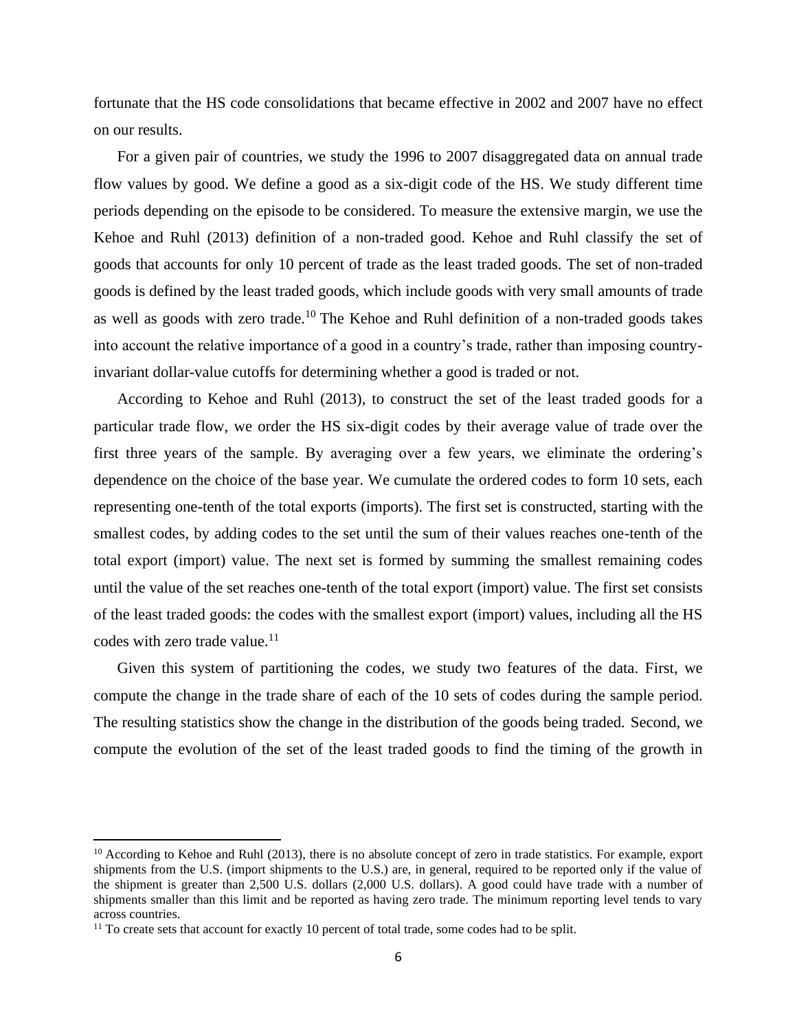fortunate that the HS code consolidations that became effective in 2002 and 2007 have no effect on our results.

For a given pair of countries, we study the 1996 to 2007 disaggregated data on annual trade flow values by good. We define a good as a six-digit code of the HS. We study different time periods depending on the episode to be considered. To measure the extensive margin, we use the Kehoe and Ruhl (2013) definition of a non-traded good. Kehoe and Ruhl classify the set of goods that accounts for only 10 percent of trade as the least traded goods. The set of non-traded goods is defined by the least traded goods, which include goods with very small amounts of trade as well as goods with zero trade.[10] The Kehoe and Ruhl definition of a non-traded goods takes into account the relative importance of a good in a country's trade, rather than imposing country-invariant dollar-value cutoffs for determining whether a good is traded or not.

According to Kehoe and Ruhl (2013), to construct the set of the least traded goods for a particular trade flow, we order the HS six-digit codes by their average value of trade over the first three years of the sample. By averaging over a few years, we eliminate the ordering's dependence on the choice of the base year. We cumulate the ordered codes to form 10 sets, each representing one-tenth of the total exports (imports). The first set is constructed, starting with the smallest codes, by adding codes to the set until the sum of their values reaches one-tenth of the total export (import) value. The next set is formed by summing the smallest remaining codes until the value of the set reaches one-tenth of the total export (import) value. The first set consists of the least traded goods: the codes with the smallest export (import) values, including all the HS codes with zero trade value.[11]

Given this system of partitioning the codes, we study two features of the data. First, we compute the change in the trade share of each of the 10 sets of codes during the sample period. The resulting statistics show the change in the distribution of the goods being traded. Second, we compute the evolution of the set of the least traded goods to find the timing of the growth in

[10] According to Kehoe and Ruhl (2013), there is no absolute concept of zero in trade statistics. For example, export shipments from the U.S. (import shipments to the U.S.) are, in general, required to be reported only if the value of the shipment is greater than 2,500 U.S. dollars (2,000 U.S. dollars). A good could have trade with a number of shipments smaller than this limit and be reported as having zero trade. The minimum reporting level tends to vary across countries.

[11] To create sets that account for exactly 10 percent of total trade, some codes had to be split.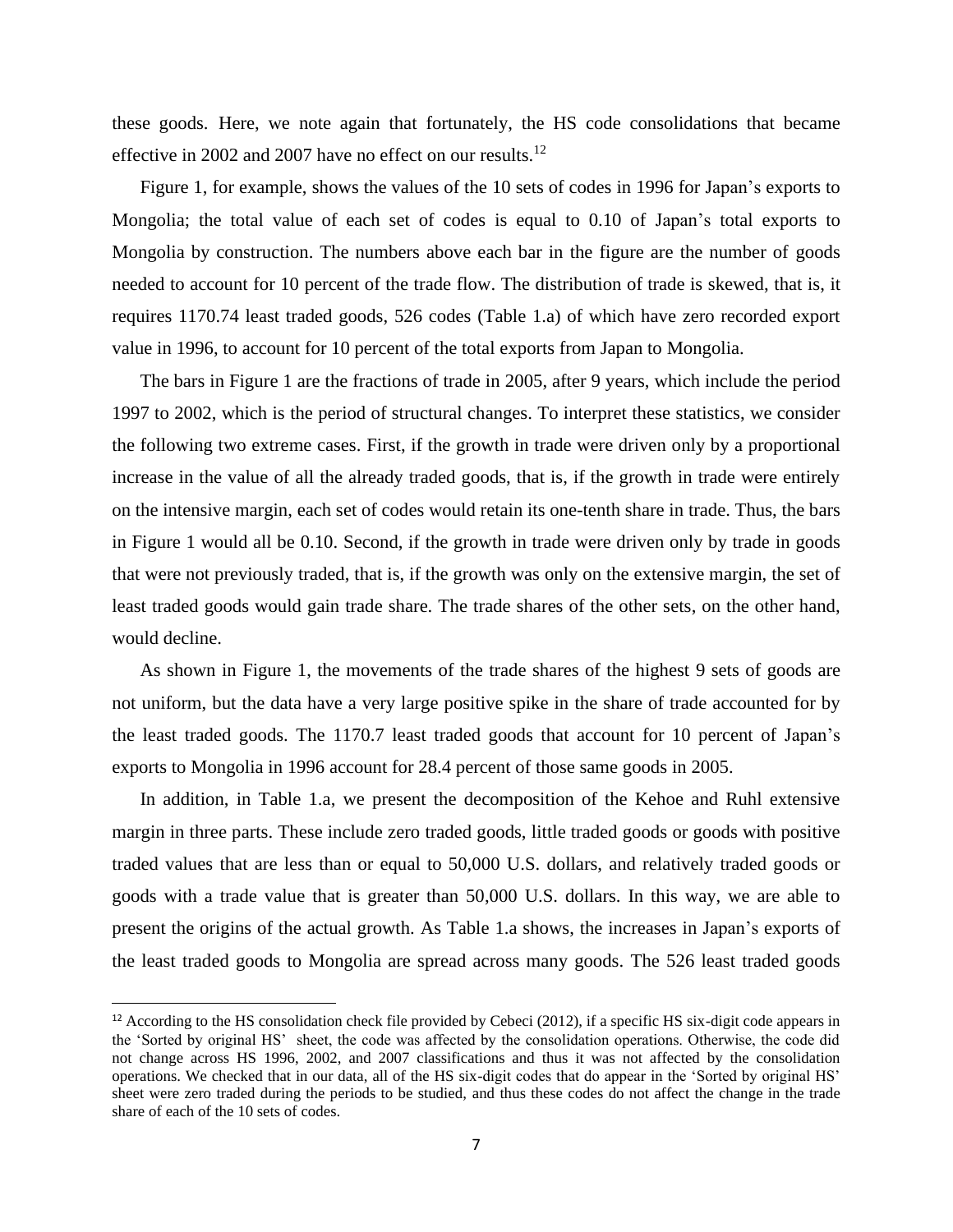these goods. Here, we note again that fortunately, the HS code consolidations that became effective in 2002 and 2007 have no effect on our results.[12]

Figure 1, for example, shows the values of the 10 sets of codes in 1996 for Japan's exports to Mongolia; the total value of each set of codes is equal to 0.10 of Japan's total exports to Mongolia by construction. The numbers above each bar in the figure are the number of goods needed to account for 10 percent of the trade flow. The distribution of trade is skewed, that is, it requires 1170.74 least traded goods, 526 codes (Table 1.a) of which have zero recorded export value in 1996, to account for 10 percent of the total exports from Japan to Mongolia.

The bars in Figure 1 are the fractions of trade in 2005, after 9 years, which include the period 1997 to 2002, which is the period of structural changes. To interpret these statistics, we consider the following two extreme cases. First, if the growth in trade were driven only by a proportional increase in the value of all the already traded goods, that is, if the growth in trade were entirely on the intensive margin, each set of codes would retain its one-tenth share in trade. Thus, the bars in Figure 1 would all be 0.10. Second, if the growth in trade were driven only by trade in goods that were not previously traded, that is, if the growth was only on the extensive margin, the set of least traded goods would gain trade share. The trade shares of the other sets, on the other hand, would decline.

As shown in Figure 1, the movements of the trade shares of the highest 9 sets of goods are not uniform, but the data have a very large positive spike in the share of trade accounted for by the least traded goods. The 1170.7 least traded goods that account for 10 percent of Japan's exports to Mongolia in 1996 account for 28.4 percent of those same goods in 2005.

In addition, in Table 1.a, we present the decomposition of the Kehoe and Ruhl extensive margin in three parts. These include zero traded goods, little traded goods or goods with positive traded values that are less than or equal to 50,000 U.S. dollars, and relatively traded goods or goods with a trade value that is greater than 50,000 U.S. dollars. In this way, we are able to present the origins of the actual growth. As Table 1.a shows, the increases in Japan's exports of the least traded goods to Mongolia are spread across many goods. The 526 least traded goods

[12] According to the HS consolidation check file provided by Cebeci (2012), if a specific HS six-digit code appears in the 'Sorted by original HS' sheet, the code was affected by the consolidation operations. Otherwise, the code did not change across HS 1996, 2002, and 2007 classifications and thus it was not affected by the consolidation operations. We checked that in our data, all of the HS six-digit codes that do appear in the 'Sorted by original HS' sheet were zero traded during the periods to be studied, and thus these codes do not affect the change in the trade share of each of the 10 sets of codes.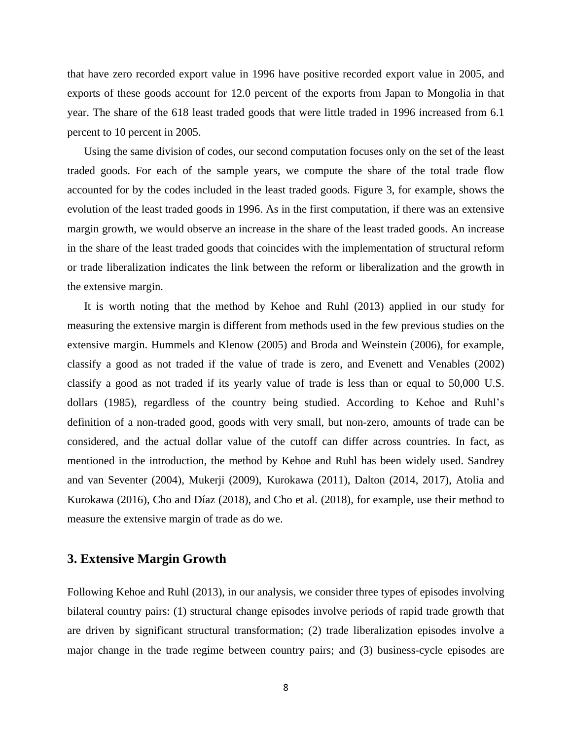that have zero recorded export value in 1996 have positive recorded export value in 2005, and exports of these goods account for 12.0 percent of the exports from Japan to Mongolia in that year. The share of the 618 least traded goods that were little traded in 1996 increased from 6.1 percent to 10 percent in 2005.

Using the same division of codes, our second computation focuses only on the set of the least traded goods. For each of the sample years, we compute the share of the total trade flow accounted for by the codes included in the least traded goods. Figure 3, for example, shows the evolution of the least traded goods in 1996. As in the first computation, if there was an extensive margin growth, we would observe an increase in the share of the least traded goods. An increase in the share of the least traded goods that coincides with the implementation of structural reform or trade liberalization indicates the link between the reform or liberalization and the growth in the extensive margin.

It is worth noting that the method by Kehoe and Ruhl (2013) applied in our study for measuring the extensive margin is different from methods used in the few previous studies on the extensive margin. Hummels and Klenow (2005) and Broda and Weinstein (2006), for example, classify a good as not traded if the value of trade is zero, and Evenett and Venables (2002) classify a good as not traded if its yearly value of trade is less than or equal to 50,000 U.S. dollars (1985), regardless of the country being studied. According to Kehoe and Ruhl's definition of a non-traded good, goods with very small, but non-zero, amounts of trade can be considered, and the actual dollar value of the cutoff can differ across countries. In fact, as mentioned in the introduction, the method by Kehoe and Ruhl has been widely used. Sandrey and van Seventer (2004), Mukerji (2009), Kurokawa (2011), Dalton (2014, 2017), Atolia and Kurokawa (2016), Cho and Díaz (2018), and Cho et al. (2018), for example, use their method to measure the extensive margin of trade as do we.

## 3. Extensive Margin Growth

Following Kehoe and Ruhl (2013), in our analysis, we consider three types of episodes involving bilateral country pairs: (1) structural change episodes involve periods of rapid trade growth that are driven by significant structural transformation; (2) trade liberalization episodes involve a major change in the trade regime between country pairs; and (3) business-cycle episodes are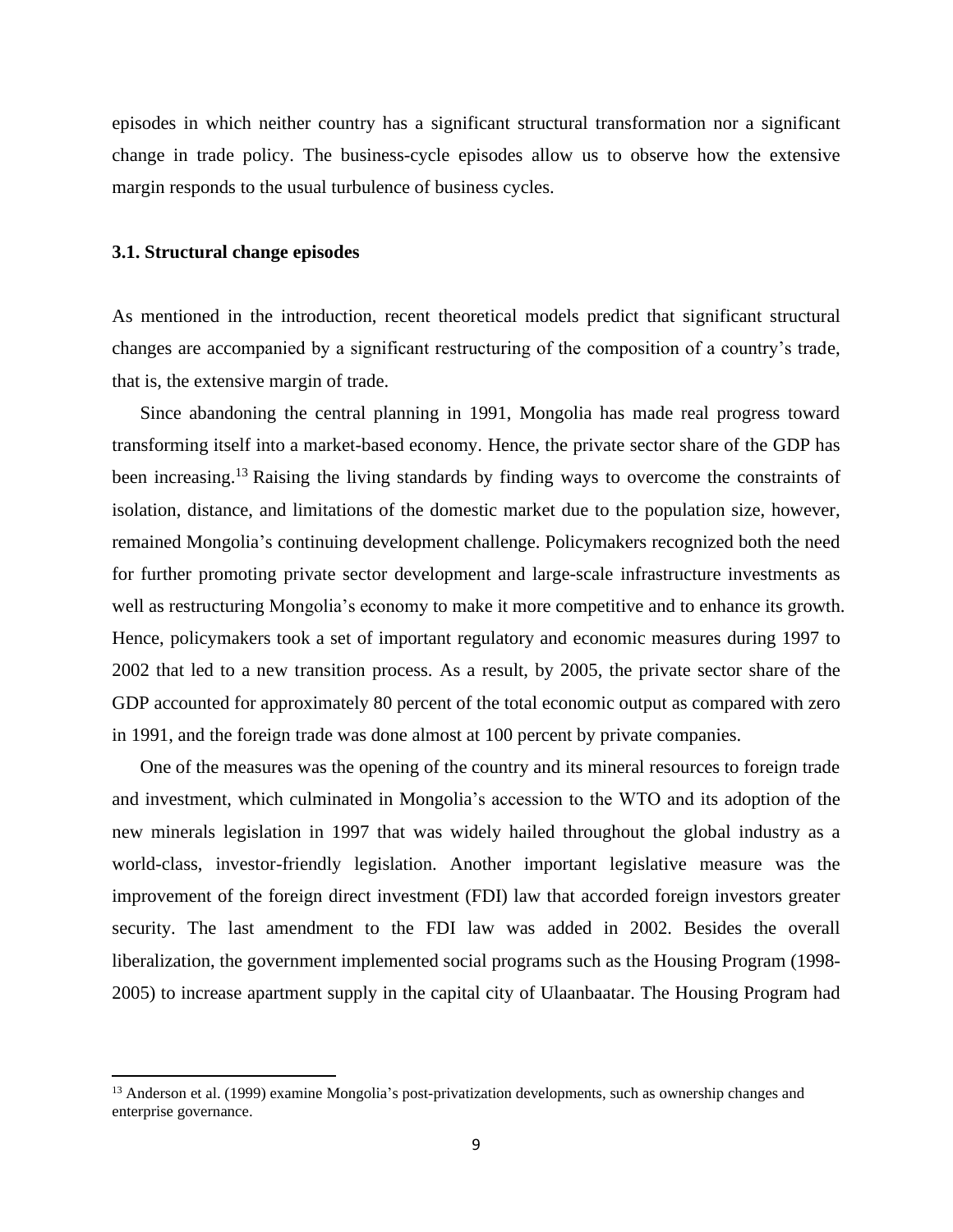episodes in which neither country has a significant structural transformation nor a significant change in trade policy. The business-cycle episodes allow us to observe how the extensive margin responds to the usual turbulence of business cycles.

### 3.1. Structural change episodes

As mentioned in the introduction, recent theoretical models predict that significant structural changes are accompanied by a significant restructuring of the composition of a country's trade, that is, the extensive margin of trade.

Since abandoning the central planning in 1991, Mongolia has made real progress toward transforming itself into a market-based economy. Hence, the private sector share of the GDP has been increasing.[13] Raising the living standards by finding ways to overcome the constraints of isolation, distance, and limitations of the domestic market due to the population size, however, remained Mongolia's continuing development challenge. Policymakers recognized both the need for further promoting private sector development and large-scale infrastructure investments as well as restructuring Mongolia's economy to make it more competitive and to enhance its growth. Hence, policymakers took a set of important regulatory and economic measures during 1997 to 2002 that led to a new transition process. As a result, by 2005, the private sector share of the GDP accounted for approximately 80 percent of the total economic output as compared with zero in 1991, and the foreign trade was done almost at 100 percent by private companies.

One of the measures was the opening of the country and its mineral resources to foreign trade and investment, which culminated in Mongolia's accession to the WTO and its adoption of the new minerals legislation in 1997 that was widely hailed throughout the global industry as a world-class, investor-friendly legislation. Another important legislative measure was the improvement of the foreign direct investment (FDI) law that accorded foreign investors greater security. The last amendment to the FDI law was added in 2002. Besides the overall liberalization, the government implemented social programs such as the Housing Program (1998-2005) to increase apartment supply in the capital city of Ulaanbaatar. The Housing Program had

---

[13] Anderson et al. (1999) examine Mongolia's post-privatization developments, such as ownership changes and enterprise governance.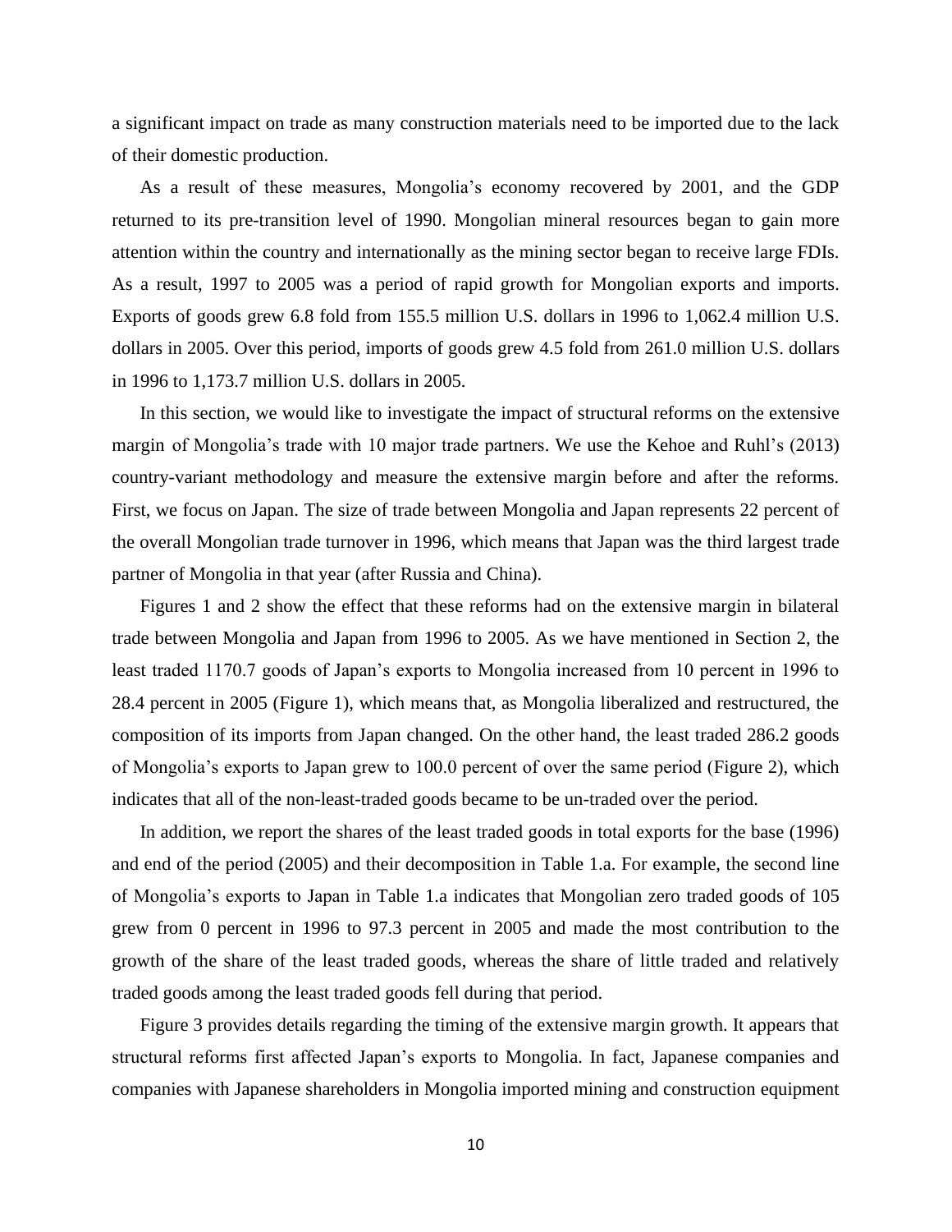a significant impact on trade as many construction materials need to be imported due to the lack of their domestic production.

As a result of these measures, Mongolia's economy recovered by 2001, and the GDP returned to its pre-transition level of 1990. Mongolian mineral resources began to gain more attention within the country and internationally as the mining sector began to receive large FDIs. As a result, 1997 to 2005 was a period of rapid growth for Mongolian exports and imports. Exports of goods grew 6.8 fold from 155.5 million U.S. dollars in 1996 to 1,062.4 million U.S. dollars in 2005. Over this period, imports of goods grew 4.5 fold from 261.0 million U.S. dollars in 1996 to 1,173.7 million U.S. dollars in 2005.

In this section, we would like to investigate the impact of structural reforms on the extensive margin of Mongolia's trade with 10 major trade partners. We use the Kehoe and Ruhl's (2013) country-variant methodology and measure the extensive margin before and after the reforms. First, we focus on Japan. The size of trade between Mongolia and Japan represents 22 percent of the overall Mongolian trade turnover in 1996, which means that Japan was the third largest trade partner of Mongolia in that year (after Russia and China).

Figures 1 and 2 show the effect that these reforms had on the extensive margin in bilateral trade between Mongolia and Japan from 1996 to 2005. As we have mentioned in Section 2, the least traded 1170.7 goods of Japan's exports to Mongolia increased from 10 percent in 1996 to 28.4 percent in 2005 (Figure 1), which means that, as Mongolia liberalized and restructured, the composition of its imports from Japan changed. On the other hand, the least traded 286.2 goods of Mongolia's exports to Japan grew to 100.0 percent of over the same period (Figure 2), which indicates that all of the non-least-traded goods became to be un-traded over the period.

In addition, we report the shares of the least traded goods in total exports for the base (1996) and end of the period (2005) and their decomposition in Table 1.a. For example, the second line of Mongolia's exports to Japan in Table 1.a indicates that Mongolian zero traded goods of 105 grew from 0 percent in 1996 to 97.3 percent in 2005 and made the most contribution to the growth of the share of the least traded goods, whereas the share of little traded and relatively traded goods among the least traded goods fell during that period.

Figure 3 provides details regarding the timing of the extensive margin growth. It appears that structural reforms first affected Japan's exports to Mongolia. In fact, Japanese companies and companies with Japanese shareholders in Mongolia imported mining and construction equipment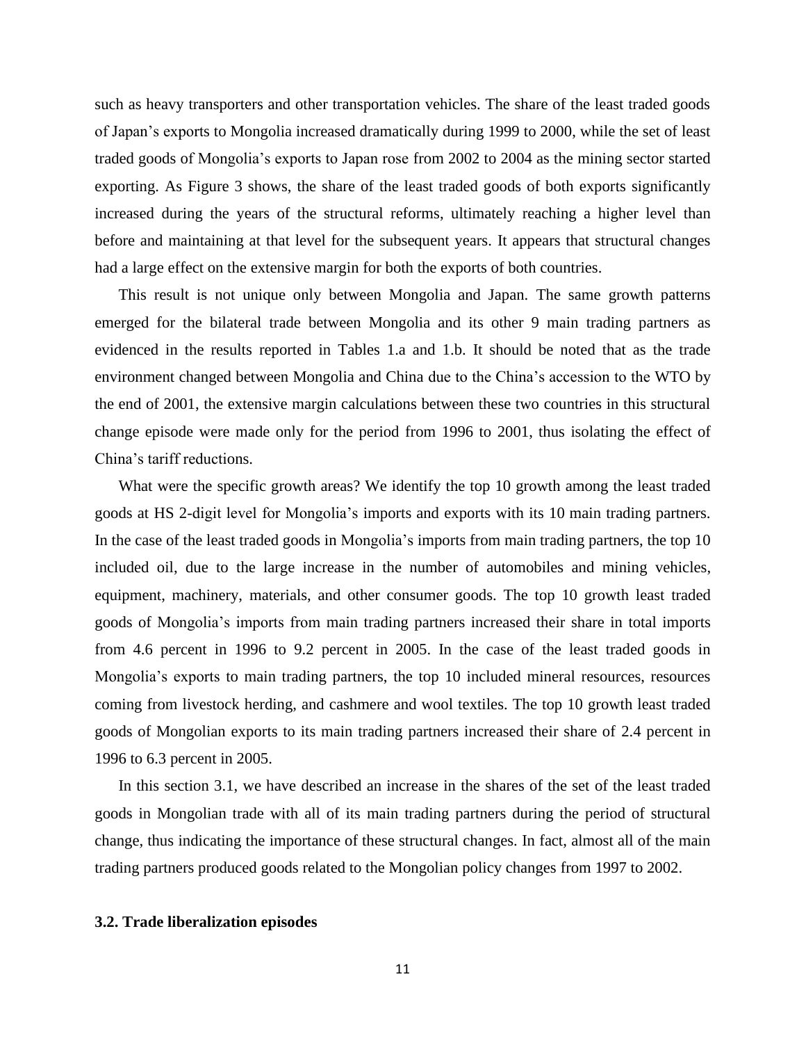such as heavy transporters and other transportation vehicles. The share of the least traded goods of Japan's exports to Mongolia increased dramatically during 1999 to 2000, while the set of least traded goods of Mongolia's exports to Japan rose from 2002 to 2004 as the mining sector started exporting. As Figure 3 shows, the share of the least traded goods of both exports significantly increased during the years of the structural reforms, ultimately reaching a higher level than before and maintaining at that level for the subsequent years. It appears that structural changes had a large effect on the extensive margin for both the exports of both countries.

This result is not unique only between Mongolia and Japan. The same growth patterns emerged for the bilateral trade between Mongolia and its other 9 main trading partners as evidenced in the results reported in Tables 1.a and 1.b. It should be noted that as the trade environment changed between Mongolia and China due to the China's accession to the WTO by the end of 2001, the extensive margin calculations between these two countries in this structural change episode were made only for the period from 1996 to 2001, thus isolating the effect of China's tariff reductions.

What were the specific growth areas? We identify the top 10 growth among the least traded goods at HS 2-digit level for Mongolia's imports and exports with its 10 main trading partners. In the case of the least traded goods in Mongolia's imports from main trading partners, the top 10 included oil, due to the large increase in the number of automobiles and mining vehicles, equipment, machinery, materials, and other consumer goods. The top 10 growth least traded goods of Mongolia's imports from main trading partners increased their share in total imports from 4.6 percent in 1996 to 9.2 percent in 2005. In the case of the least traded goods in Mongolia's exports to main trading partners, the top 10 included mineral resources, resources coming from livestock herding, and cashmere and wool textiles. The top 10 growth least traded goods of Mongolian exports to its main trading partners increased their share of 2.4 percent in 1996 to 6.3 percent in 2005.

In this section 3.1, we have described an increase in the shares of the set of the least traded goods in Mongolian trade with all of its main trading partners during the period of structural change, thus indicating the importance of these structural changes. In fact, almost all of the main trading partners produced goods related to the Mongolian policy changes from 1997 to 2002.

### 3.2. Trade liberalization episodes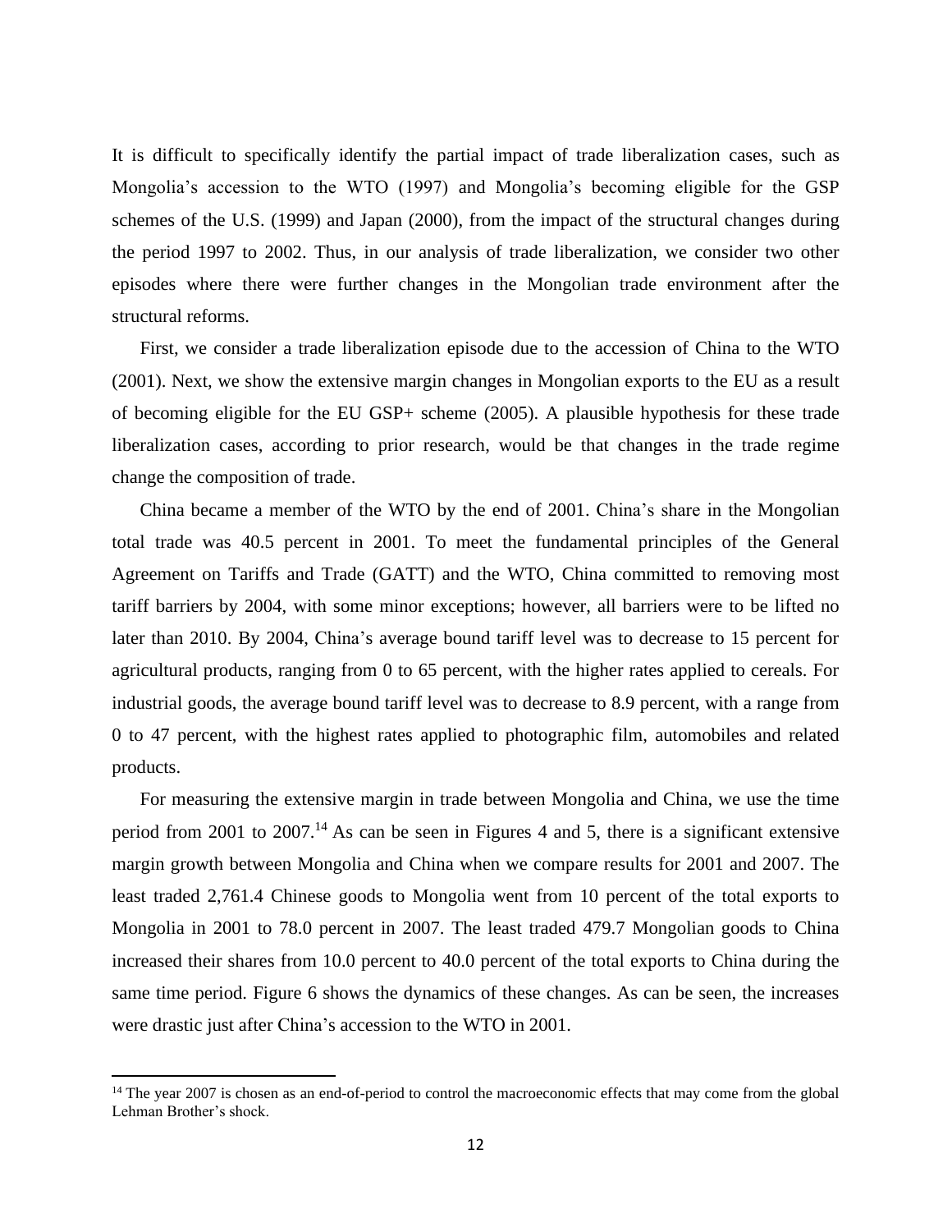It is difficult to specifically identify the partial impact of trade liberalization cases, such as Mongolia's accession to the WTO (1997) and Mongolia's becoming eligible for the GSP schemes of the U.S. (1999) and Japan (2000), from the impact of the structural changes during the period 1997 to 2002. Thus, in our analysis of trade liberalization, we consider two other episodes where there were further changes in the Mongolian trade environment after the structural reforms.

First, we consider a trade liberalization episode due to the accession of China to the WTO (2001). Next, we show the extensive margin changes in Mongolian exports to the EU as a result of becoming eligible for the EU GSP+ scheme (2005). A plausible hypothesis for these trade liberalization cases, according to prior research, would be that changes in the trade regime change the composition of trade.

China became a member of the WTO by the end of 2001. China's share in the Mongolian total trade was 40.5 percent in 2001. To meet the fundamental principles of the General Agreement on Tariffs and Trade (GATT) and the WTO, China committed to removing most tariff barriers by 2004, with some minor exceptions; however, all barriers were to be lifted no later than 2010. By 2004, China's average bound tariff level was to decrease to 15 percent for agricultural products, ranging from 0 to 65 percent, with the higher rates applied to cereals. For industrial goods, the average bound tariff level was to decrease to 8.9 percent, with a range from 0 to 47 percent, with the highest rates applied to photographic film, automobiles and related products.

For measuring the extensive margin in trade between Mongolia and China, we use the time period from 2001 to 2007.[14] As can be seen in Figures 4 and 5, there is a significant extensive margin growth between Mongolia and China when we compare results for 2001 and 2007. The least traded 2,761.4 Chinese goods to Mongolia went from 10 percent of the total exports to Mongolia in 2001 to 78.0 percent in 2007. The least traded 479.7 Mongolian goods to China increased their shares from 10.0 percent to 40.0 percent of the total exports to China during the same time period. Figure 6 shows the dynamics of these changes. As can be seen, the increases were drastic just after China's accession to the WTO in 2001.

[14] The year 2007 is chosen as an end-of-period to control the macroeconomic effects that may come from the global Lehman Brother's shock.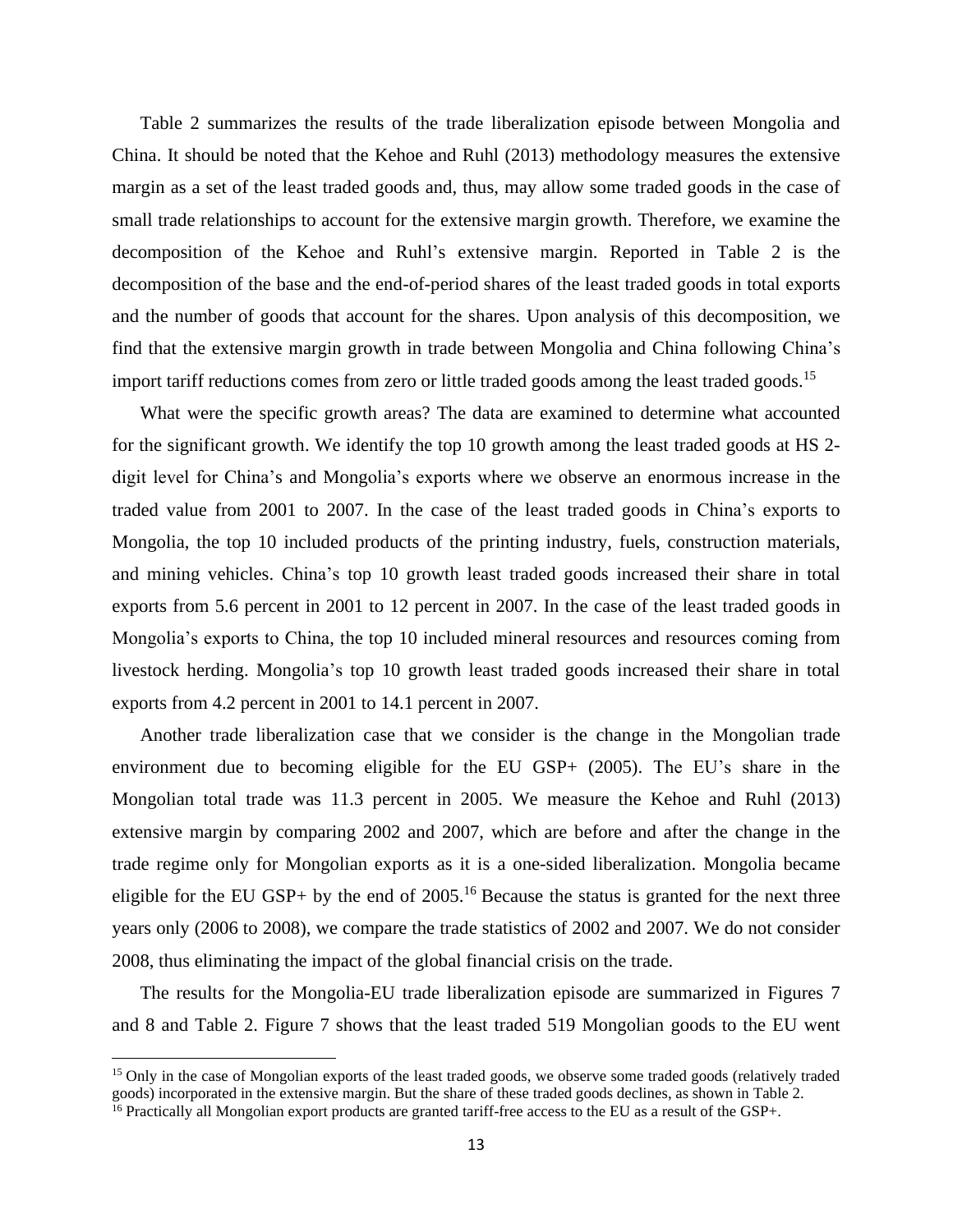Table 2 summarizes the results of the trade liberalization episode between Mongolia and China. It should be noted that the Kehoe and Ruhl (2013) methodology measures the extensive margin as a set of the least traded goods and, thus, may allow some traded goods in the case of small trade relationships to account for the extensive margin growth. Therefore, we examine the decomposition of the Kehoe and Ruhl's extensive margin. Reported in Table 2 is the decomposition of the base and the end-of-period shares of the least traded goods in total exports and the number of goods that account for the shares. Upon analysis of this decomposition, we find that the extensive margin growth in trade between Mongolia and China following China's import tariff reductions comes from zero or little traded goods among the least traded goods.[15]

What were the specific growth areas? The data are examined to determine what accounted for the significant growth. We identify the top 10 growth among the least traded goods at HS 2-digit level for China's and Mongolia's exports where we observe an enormous increase in the traded value from 2001 to 2007. In the case of the least traded goods in China's exports to Mongolia, the top 10 included products of the printing industry, fuels, construction materials, and mining vehicles. China's top 10 growth least traded goods increased their share in total exports from 5.6 percent in 2001 to 12 percent in 2007. In the case of the least traded goods in Mongolia's exports to China, the top 10 included mineral resources and resources coming from livestock herding. Mongolia's top 10 growth least traded goods increased their share in total exports from 4.2 percent in 2001 to 14.1 percent in 2007.

Another trade liberalization case that we consider is the change in the Mongolian trade environment due to becoming eligible for the EU GSP+ (2005). The EU's share in the Mongolian total trade was 11.3 percent in 2005. We measure the Kehoe and Ruhl (2013) extensive margin by comparing 2002 and 2007, which are before and after the change in the trade regime only for Mongolian exports as it is a one-sided liberalization. Mongolia became eligible for the EU GSP+ by the end of 2005.[16] Because the status is granted for the next three years only (2006 to 2008), we compare the trade statistics of 2002 and 2007. We do not consider 2008, thus eliminating the impact of the global financial crisis on the trade.

The results for the Mongolia-EU trade liberalization episode are summarized in Figures 7 and 8 and Table 2. Figure 7 shows that the least traded 519 Mongolian goods to the EU went

[15] Only in the case of Mongolian exports of the least traded goods, we observe some traded goods (relatively traded goods) incorporated in the extensive margin. But the share of these traded goods declines, as shown in Table 2.

[16] Practically all Mongolian export products are granted tariff-free access to the EU as a result of the GSP+.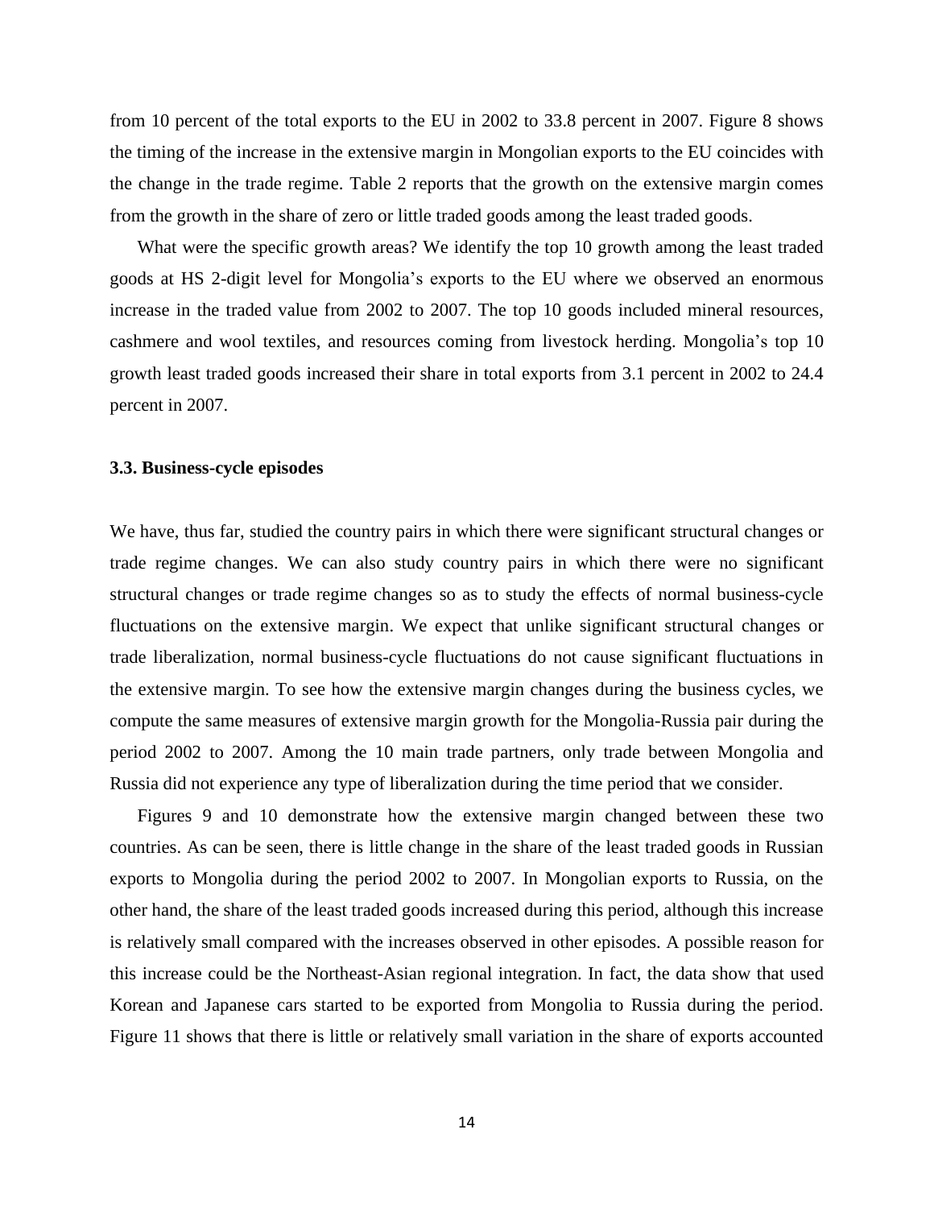from 10 percent of the total exports to the EU in 2002 to 33.8 percent in 2007. Figure 8 shows the timing of the increase in the extensive margin in Mongolian exports to the EU coincides with the change in the trade regime. Table 2 reports that the growth on the extensive margin comes from the growth in the share of zero or little traded goods among the least traded goods.

What were the specific growth areas? We identify the top 10 growth among the least traded goods at HS 2-digit level for Mongolia's exports to the EU where we observed an enormous increase in the traded value from 2002 to 2007. The top 10 goods included mineral resources, cashmere and wool textiles, and resources coming from livestock herding. Mongolia's top 10 growth least traded goods increased their share in total exports from 3.1 percent in 2002 to 24.4 percent in 2007.

### 3.3. Business-cycle episodes

We have, thus far, studied the country pairs in which there were significant structural changes or trade regime changes. We can also study country pairs in which there were no significant structural changes or trade regime changes so as to study the effects of normal business-cycle fluctuations on the extensive margin. We expect that unlike significant structural changes or trade liberalization, normal business-cycle fluctuations do not cause significant fluctuations in the extensive margin. To see how the extensive margin changes during the business cycles, we compute the same measures of extensive margin growth for the Mongolia-Russia pair during the period 2002 to 2007. Among the 10 main trade partners, only trade between Mongolia and Russia did not experience any type of liberalization during the time period that we consider.

Figures 9 and 10 demonstrate how the extensive margin changed between these two countries. As can be seen, there is little change in the share of the least traded goods in Russian exports to Mongolia during the period 2002 to 2007. In Mongolian exports to Russia, on the other hand, the share of the least traded goods increased during this period, although this increase is relatively small compared with the increases observed in other episodes. A possible reason for this increase could be the Northeast-Asian regional integration. In fact, the data show that used Korean and Japanese cars started to be exported from Mongolia to Russia during the period. Figure 11 shows that there is little or relatively small variation in the share of exports accounted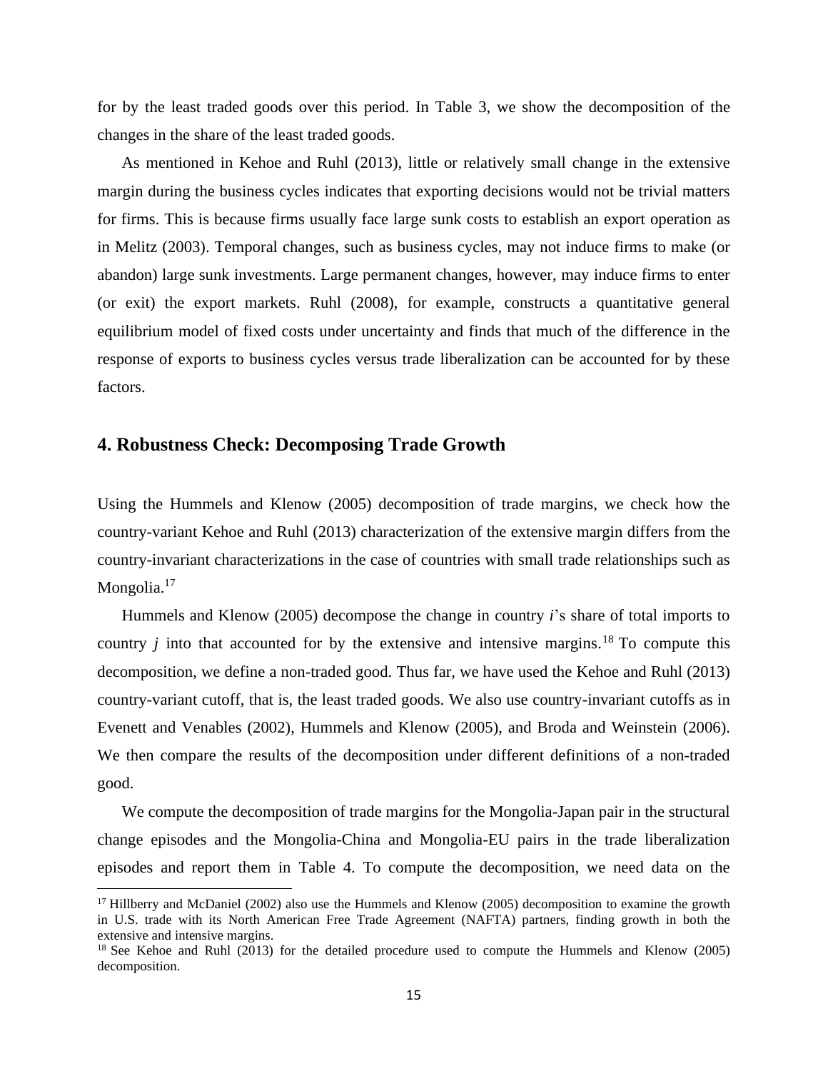for by the least traded goods over this period. In Table 3, we show the decomposition of the changes in the share of the least traded goods.

As mentioned in Kehoe and Ruhl (2013), little or relatively small change in the extensive margin during the business cycles indicates that exporting decisions would not be trivial matters for firms. This is because firms usually face large sunk costs to establish an export operation as in Melitz (2003). Temporal changes, such as business cycles, may not induce firms to make (or abandon) large sunk investments. Large permanent changes, however, may induce firms to enter (or exit) the export markets. Ruhl (2008), for example, constructs a quantitative general equilibrium model of fixed costs under uncertainty and finds that much of the difference in the response of exports to business cycles versus trade liberalization can be accounted for by these factors.

## 4. Robustness Check: Decomposing Trade Growth

Using the Hummels and Klenow (2005) decomposition of trade margins, we check how the country-variant Kehoe and Ruhl (2013) characterization of the extensive margin differs from the country-invariant characterizations in the case of countries with small trade relationships such as Mongolia.[17]

Hummels and Klenow (2005) decompose the change in country $i$'s share of total imports to country $j$ into that accounted for by the extensive and intensive margins.[18] To compute this decomposition, we define a non-traded good. Thus far, we have used the Kehoe and Ruhl (2013) country-variant cutoff, that is, the least traded goods. We also use country-invariant cutoffs as in Evenett and Venables (2002), Hummels and Klenow (2005), and Broda and Weinstein (2006). We then compare the results of the decomposition under different definitions of a non-traded good.

We compute the decomposition of trade margins for the Mongolia-Japan pair in the structural change episodes and the Mongolia-China and Mongolia-EU pairs in the trade liberalization episodes and report them in Table 4. To compute the decomposition, we need data on the

[17] Hillberry and McDaniel (2002) also use the Hummels and Klenow (2005) decomposition to examine the growth in U.S. trade with its North American Free Trade Agreement (NAFTA) partners, finding growth in both the extensive and intensive margins.

[18] See Kehoe and Ruhl (2013) for the detailed procedure used to compute the Hummels and Klenow (2005) decomposition.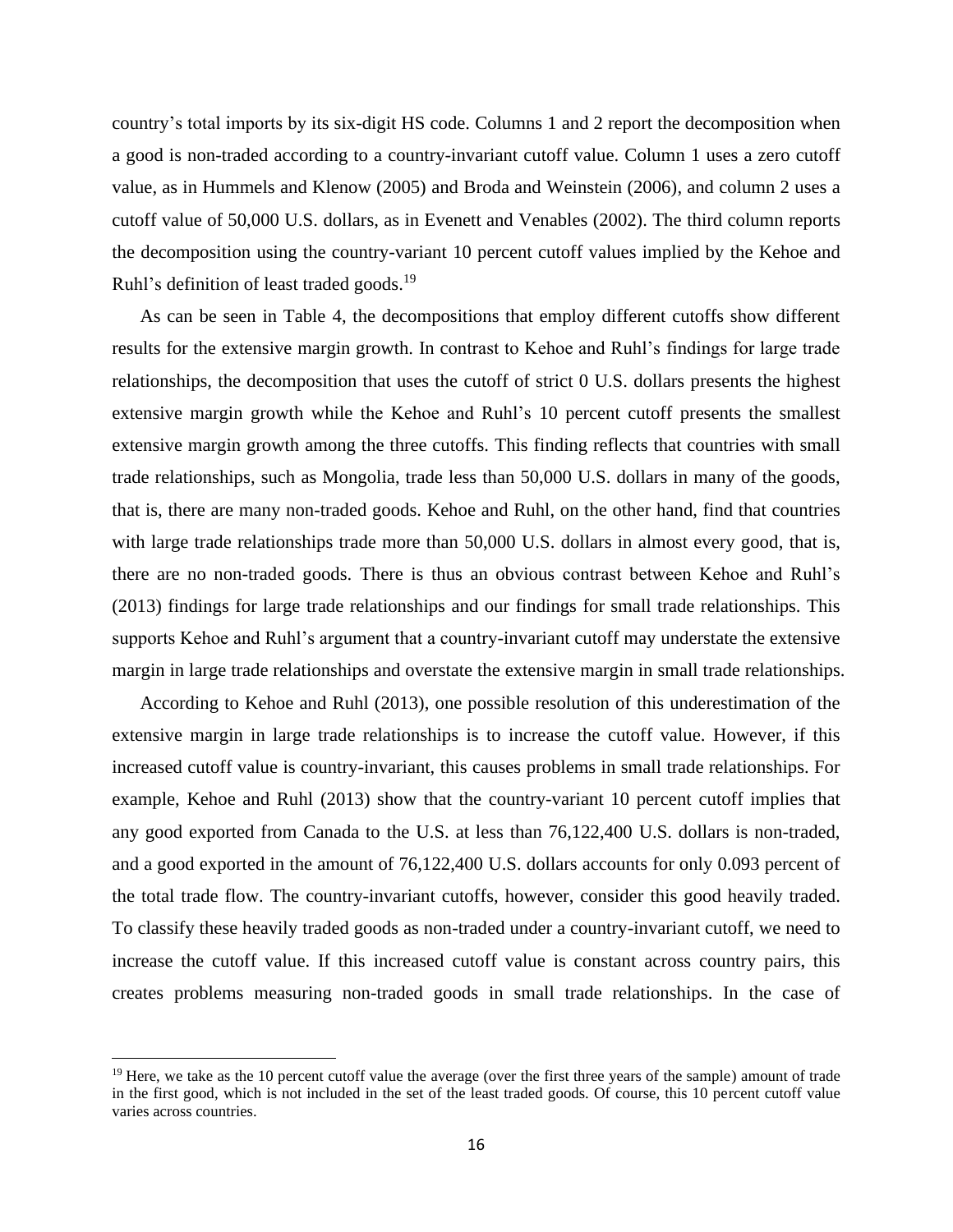country's total imports by its six-digit HS code. Columns 1 and 2 report the decomposition when a good is non-traded according to a country-invariant cutoff value. Column 1 uses a zero cutoff value, as in Hummels and Klenow (2005) and Broda and Weinstein (2006), and column 2 uses a cutoff value of 50,000 U.S. dollars, as in Evenett and Venables (2002). The third column reports the decomposition using the country-variant 10 percent cutoff values implied by the Kehoe and Ruhl's definition of least traded goods.[19]

As can be seen in Table 4, the decompositions that employ different cutoffs show different results for the extensive margin growth. In contrast to Kehoe and Ruhl's findings for large trade relationships, the decomposition that uses the cutoff of strict 0 U.S. dollars presents the highest extensive margin growth while the Kehoe and Ruhl's 10 percent cutoff presents the smallest extensive margin growth among the three cutoffs. This finding reflects that countries with small trade relationships, such as Mongolia, trade less than 50,000 U.S. dollars in many of the goods, that is, there are many non-traded goods. Kehoe and Ruhl, on the other hand, find that countries with large trade relationships trade more than 50,000 U.S. dollars in almost every good, that is, there are no non-traded goods. There is thus an obvious contrast between Kehoe and Ruhl's (2013) findings for large trade relationships and our findings for small trade relationships. This supports Kehoe and Ruhl's argument that a country-invariant cutoff may understate the extensive margin in large trade relationships and overstate the extensive margin in small trade relationships.

According to Kehoe and Ruhl (2013), one possible resolution of this underestimation of the extensive margin in large trade relationships is to increase the cutoff value. However, if this increased cutoff value is country-invariant, this causes problems in small trade relationships. For example, Kehoe and Ruhl (2013) show that the country-variant 10 percent cutoff implies that any good exported from Canada to the U.S. at less than 76,122,400 U.S. dollars is non-traded, and a good exported in the amount of 76,122,400 U.S. dollars accounts for only 0.093 percent of the total trade flow. The country-invariant cutoffs, however, consider this good heavily traded. To classify these heavily traded goods as non-traded under a country-invariant cutoff, we need to increase the cutoff value. If this increased cutoff value is constant across country pairs, this creates problems measuring non-traded goods in small trade relationships. In the case of

---

[19] Here, we take as the 10 percent cutoff value the average (over the first three years of the sample) amount of trade in the first good, which is not included in the set of the least traded goods. Of course, this 10 percent cutoff value varies across countries.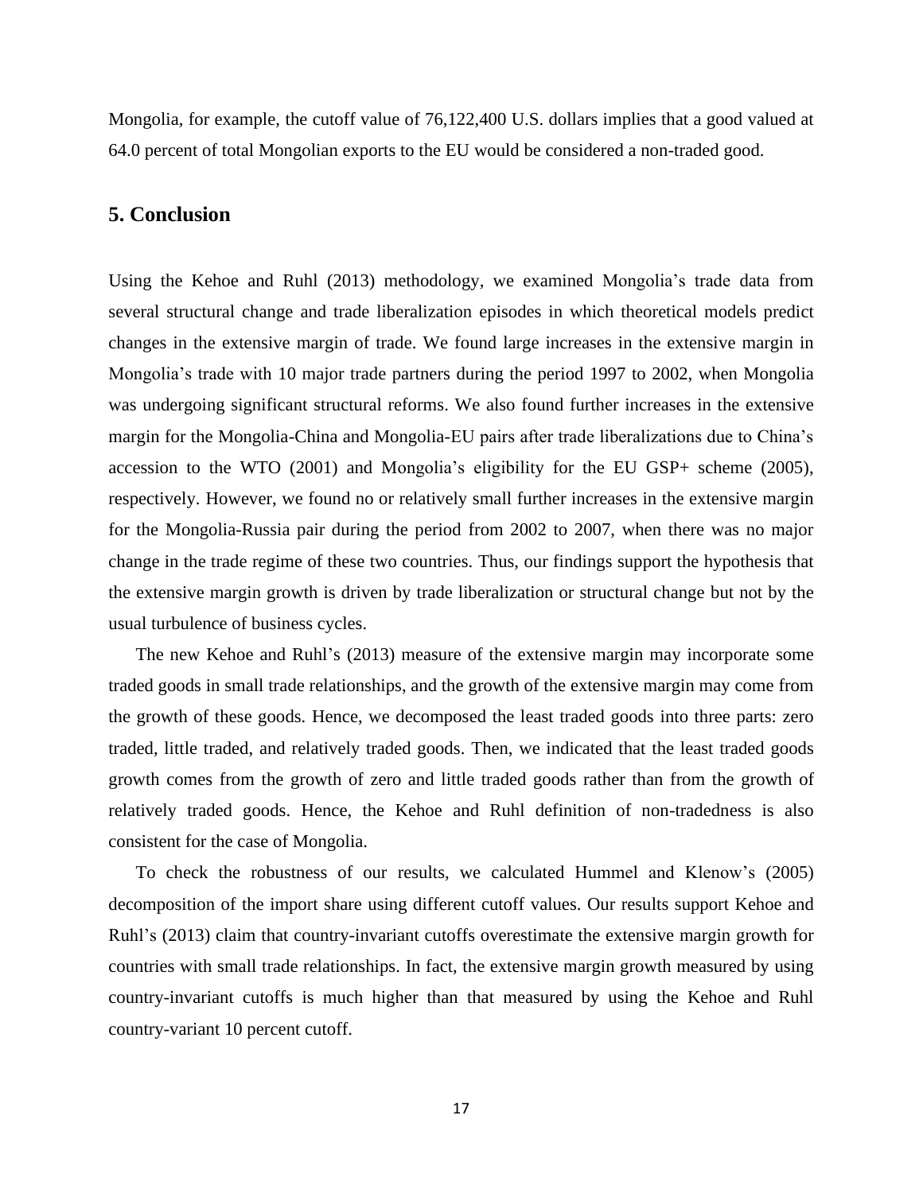Mongolia, for example, the cutoff value of 76,122,400 U.S. dollars implies that a good valued at 64.0 percent of total Mongolian exports to the EU would be considered a non-traded good.

## 5. Conclusion

Using the Kehoe and Ruhl (2013) methodology, we examined Mongolia's trade data from several structural change and trade liberalization episodes in which theoretical models predict changes in the extensive margin of trade. We found large increases in the extensive margin in Mongolia's trade with 10 major trade partners during the period 1997 to 2002, when Mongolia was undergoing significant structural reforms. We also found further increases in the extensive margin for the Mongolia-China and Mongolia-EU pairs after trade liberalizations due to China's accession to the WTO (2001) and Mongolia's eligibility for the EU GSP+ scheme (2005), respectively. However, we found no or relatively small further increases in the extensive margin for the Mongolia-Russia pair during the period from 2002 to 2007, when there was no major change in the trade regime of these two countries. Thus, our findings support the hypothesis that the extensive margin growth is driven by trade liberalization or structural change but not by the usual turbulence of business cycles.

The new Kehoe and Ruhl's (2013) measure of the extensive margin may incorporate some traded goods in small trade relationships, and the growth of the extensive margin may come from the growth of these goods. Hence, we decomposed the least traded goods into three parts: zero traded, little traded, and relatively traded goods. Then, we indicated that the least traded goods growth comes from the growth of zero and little traded goods rather than from the growth of relatively traded goods. Hence, the Kehoe and Ruhl definition of non-tradedness is also consistent for the case of Mongolia.

To check the robustness of our results, we calculated Hummel and Klenow's (2005) decomposition of the import share using different cutoff values. Our results support Kehoe and Ruhl's (2013) claim that country-invariant cutoffs overestimate the extensive margin growth for countries with small trade relationships. In fact, the extensive margin growth measured by using country-invariant cutoffs is much higher than that measured by using the Kehoe and Ruhl country-variant 10 percent cutoff.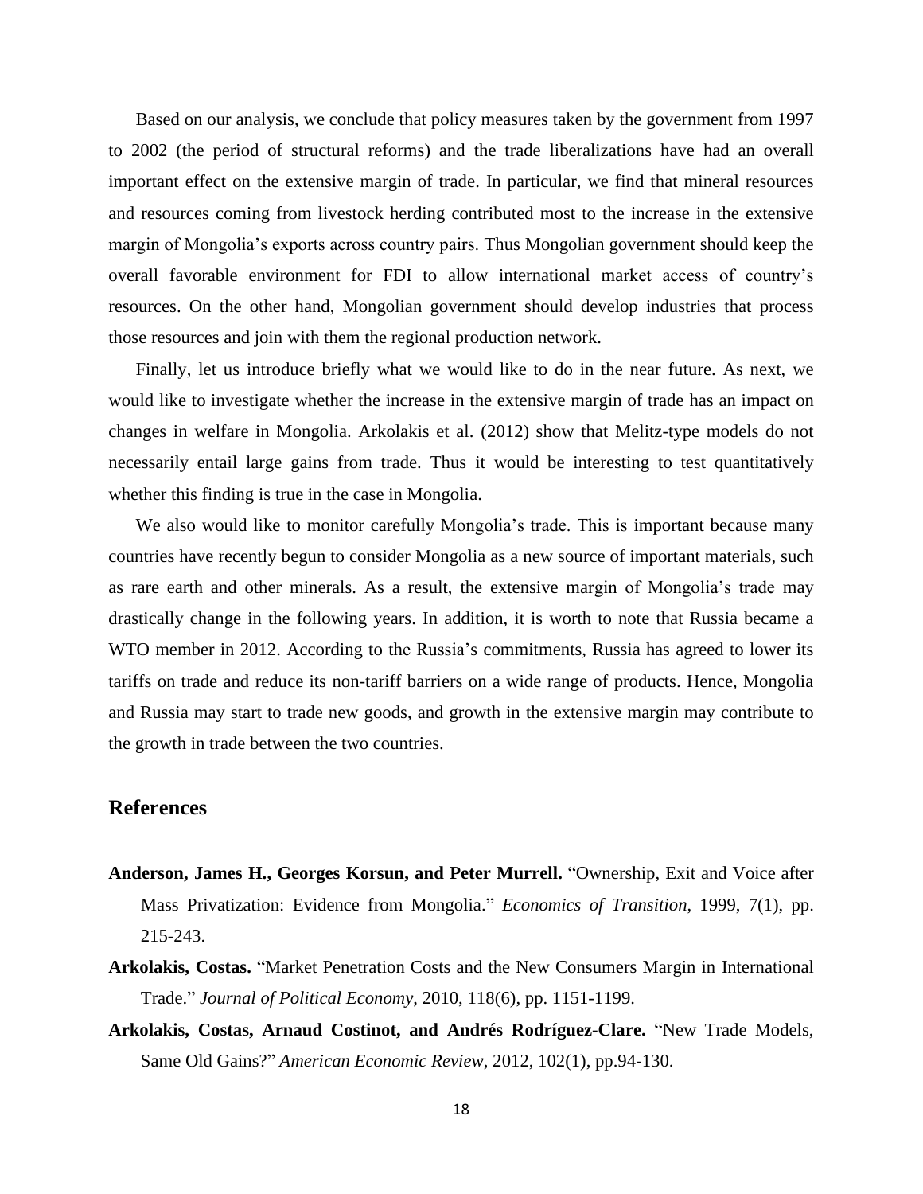Based on our analysis, we conclude that policy measures taken by the government from 1997 to 2002 (the period of structural reforms) and the trade liberalizations have had an overall important effect on the extensive margin of trade. In particular, we find that mineral resources and resources coming from livestock herding contributed most to the increase in the extensive margin of Mongolia's exports across country pairs. Thus Mongolian government should keep the overall favorable environment for FDI to allow international market access of country's resources. On the other hand, Mongolian government should develop industries that process those resources and join with them the regional production network.

Finally, let us introduce briefly what we would like to do in the near future. As next, we would like to investigate whether the increase in the extensive margin of trade has an impact on changes in welfare in Mongolia. Arkolakis et al. (2012) show that Melitz-type models do not necessarily entail large gains from trade. Thus it would be interesting to test quantitatively whether this finding is true in the case in Mongolia.

We also would like to monitor carefully Mongolia's trade. This is important because many countries have recently begun to consider Mongolia as a new source of important materials, such as rare earth and other minerals. As a result, the extensive margin of Mongolia's trade may drastically change in the following years. In addition, it is worth to note that Russia became a WTO member in 2012. According to the Russia's commitments, Russia has agreed to lower its tariffs on trade and reduce its non-tariff barriers on a wide range of products. Hence, Mongolia and Russia may start to trade new goods, and growth in the extensive margin may contribute to the growth in trade between the two countries.

## References

**Anderson, James H., Georges Korsun, and Peter Murrell.** "Ownership, Exit and Voice after Mass Privatization: Evidence from Mongolia." *Economics of Transition*, 1999, 7(1), pp. 215-243.

**Arkolakis, Costas.** "Market Penetration Costs and the New Consumers Margin in International Trade." *Journal of Political Economy*, 2010, 118(6), pp. 1151-1199.

**Arkolakis, Costas, Arnaud Costinot, and Andrés Rodríguez-Clare.** "New Trade Models, Same Old Gains?" *American Economic Review*, 2012, 102(1), pp.94-130.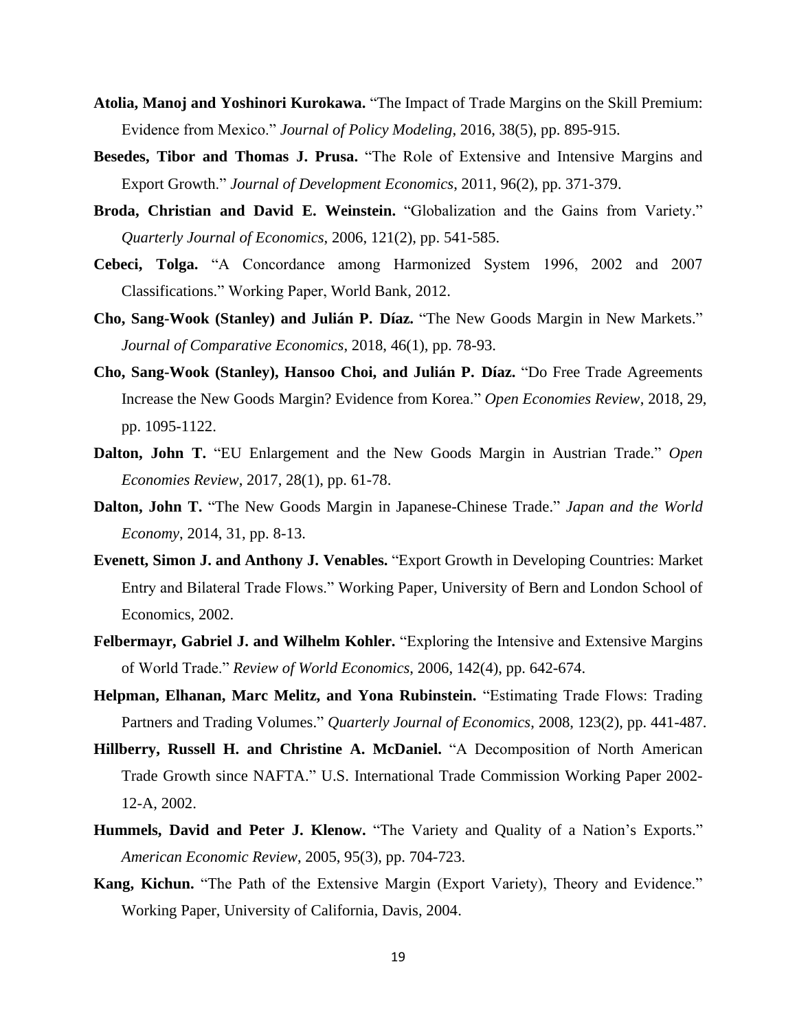**Atolia, Manoj and Yoshinori Kurokawa.** "The Impact of Trade Margins on the Skill Premium: Evidence from Mexico." *Journal of Policy Modeling*, 2016, 38(5), pp. 895-915.

**Besedes, Tibor and Thomas J. Prusa.** "The Role of Extensive and Intensive Margins and Export Growth." *Journal of Development Economics*, 2011, 96(2), pp. 371-379.

**Broda, Christian and David E. Weinstein.** "Globalization and the Gains from Variety." *Quarterly Journal of Economics*, 2006, 121(2), pp. 541-585.

**Cebeci, Tolga.** "A Concordance among Harmonized System 1996, 2002 and 2007 Classifications." Working Paper, World Bank, 2012.

**Cho, Sang-Wook (Stanley) and Julián P. Díaz.** "The New Goods Margin in New Markets." *Journal of Comparative Economics*, 2018, 46(1), pp. 78-93.

**Cho, Sang-Wook (Stanley), Hansoo Choi, and Julián P. Díaz.** "Do Free Trade Agreements Increase the New Goods Margin? Evidence from Korea." *Open Economies Review*, 2018, 29, pp. 1095-1122.

**Dalton, John T.** "EU Enlargement and the New Goods Margin in Austrian Trade." *Open Economies Review*, 2017, 28(1), pp. 61-78.

**Dalton, John T.** "The New Goods Margin in Japanese-Chinese Trade." *Japan and the World Economy*, 2014, 31, pp. 8-13.

**Evenett, Simon J. and Anthony J. Venables.** "Export Growth in Developing Countries: Market Entry and Bilateral Trade Flows." Working Paper, University of Bern and London School of Economics, 2002.

**Felbermayr, Gabriel J. and Wilhelm Kohler.** "Exploring the Intensive and Extensive Margins of World Trade." *Review of World Economics*, 2006, 142(4), pp. 642-674.

**Helpman, Elhanan, Marc Melitz, and Yona Rubinstein.** "Estimating Trade Flows: Trading Partners and Trading Volumes." *Quarterly Journal of Economics*, 2008, 123(2), pp. 441-487.

**Hillberry, Russell H. and Christine A. McDaniel.** "A Decomposition of North American Trade Growth since NAFTA." U.S. International Trade Commission Working Paper 2002-12-A, 2002.

**Hummels, David and Peter J. Klenow.** "The Variety and Quality of a Nation's Exports." *American Economic Review*, 2005, 95(3), pp. 704-723.

**Kang, Kichun.** "The Path of the Extensive Margin (Export Variety), Theory and Evidence." Working Paper, University of California, Davis, 2004.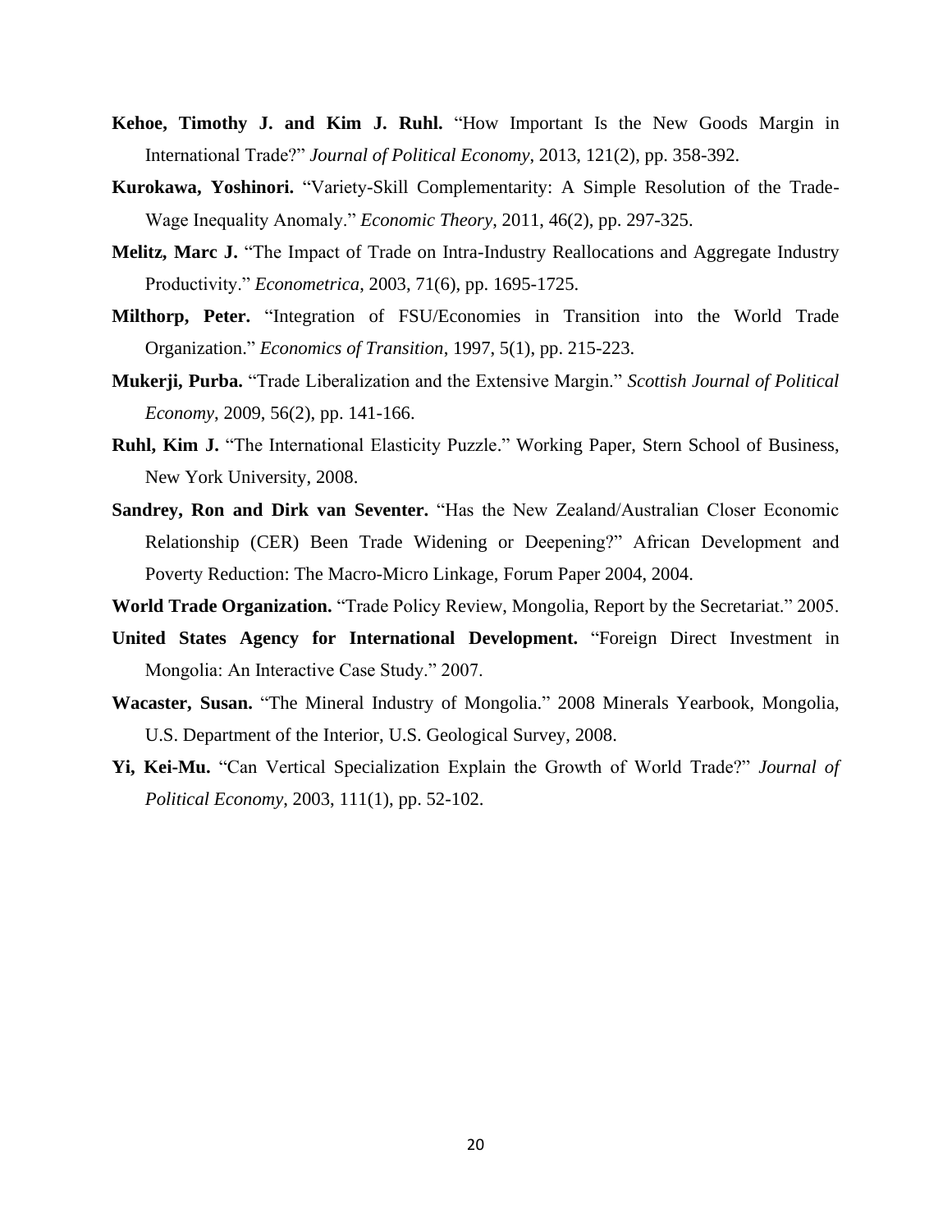**Kehoe, Timothy J. and Kim J. Ruhl.** "How Important Is the New Goods Margin in International Trade?" *Journal of Political Economy*, 2013, 121(2), pp. 358-392.

**Kurokawa, Yoshinori.** "Variety-Skill Complementarity: A Simple Resolution of the Trade-Wage Inequality Anomaly." *Economic Theory*, 2011, 46(2), pp. 297-325.

**Melitz, Marc J.** "The Impact of Trade on Intra-Industry Reallocations and Aggregate Industry Productivity." *Econometrica*, 2003, 71(6), pp. 1695-1725.

**Milthorp, Peter.** "Integration of FSU/Economies in Transition into the World Trade Organization." *Economics of Transition*, 1997, 5(1), pp. 215-223.

**Mukerji, Purba.** "Trade Liberalization and the Extensive Margin." *Scottish Journal of Political Economy*, 2009, 56(2), pp. 141-166.

**Ruhl, Kim J.** "The International Elasticity Puzzle." Working Paper, Stern School of Business, New York University, 2008.

**Sandrey, Ron and Dirk van Seventer.** "Has the New Zealand/Australian Closer Economic Relationship (CER) Been Trade Widening or Deepening?" African Development and Poverty Reduction: The Macro-Micro Linkage, Forum Paper 2004, 2004.

**World Trade Organization.** "Trade Policy Review, Mongolia, Report by the Secretariat." 2005.

**United States Agency for International Development.** "Foreign Direct Investment in Mongolia: An Interactive Case Study." 2007.

**Wacaster, Susan.** "The Mineral Industry of Mongolia." 2008 Minerals Yearbook, Mongolia, U.S. Department of the Interior, U.S. Geological Survey, 2008.

**Yi, Kei-Mu.** "Can Vertical Specialization Explain the Growth of World Trade?" *Journal of Political Economy*, 2003, 111(1), pp. 52-102.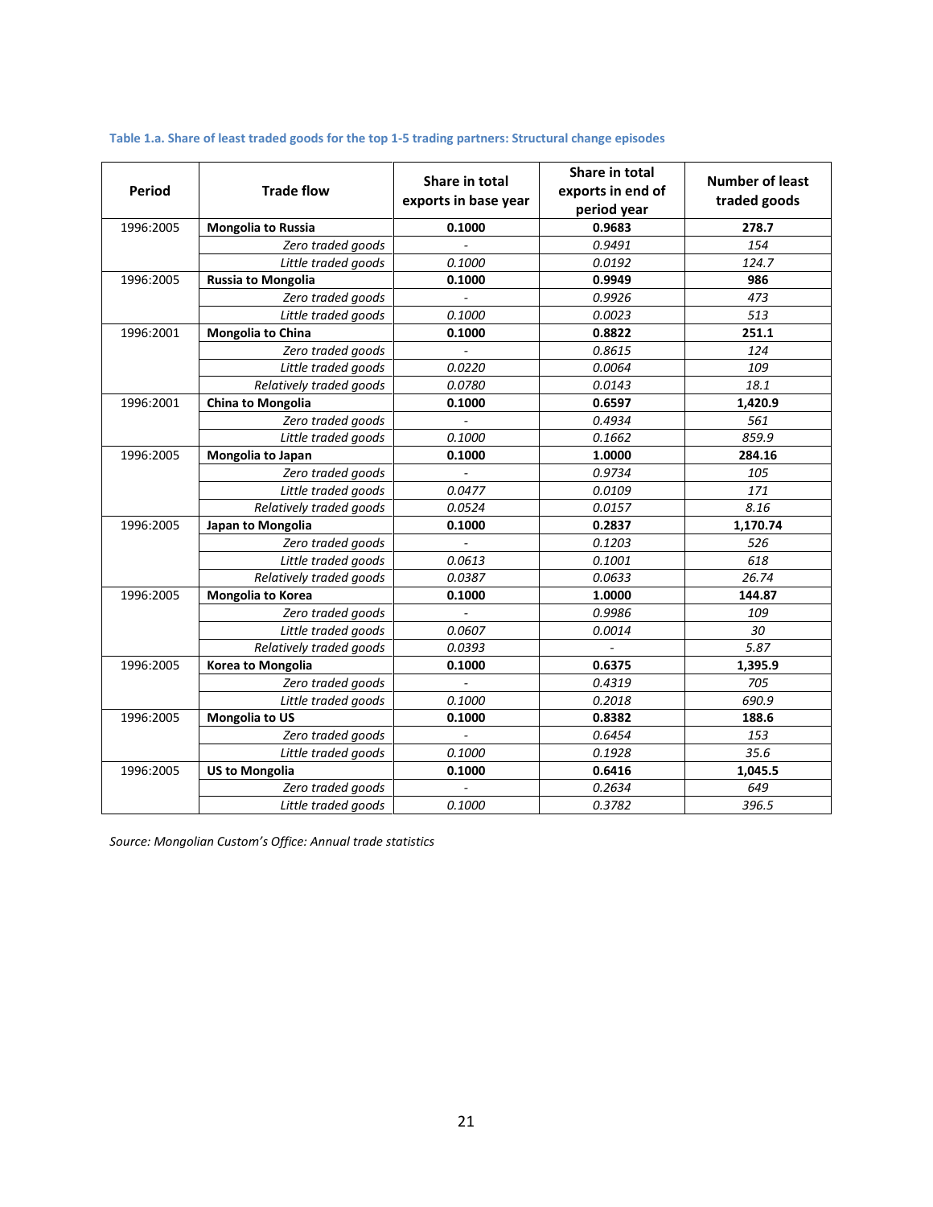**Table 1.a. Share of least traded goods for the top 1-5 trading partners: Structural change episodes**

| Period | Trade flow | Share in total exports in base year | Share in total exports in end of period year | Number of least traded goods |
|---|---|---|---|---|
| 1996:2005 | **Mongolia to Russia** | **0.1000** | **0.9683** | **278.7** |
| | *Zero traded goods* | *-* | *0.9491* | *154* |
| | *Little traded goods* | *0.1000* | *0.0192* | *124.7* |
| 1996:2005 | **Russia to Mongolia** | **0.1000** | **0.9949** | **986** |
| | *Zero traded goods* | *-* | *0.9926* | *473* |
| | *Little traded goods* | *0.1000* | *0.0023* | *513* |
| 1996:2001 | **Mongolia to China** | **0.1000** | **0.8822** | **251.1** |
| | *Zero traded goods* | *-* | *0.8615* | *124* |
| | *Little traded goods* | *0.0220* | *0.0064* | *109* |
| | *Relatively traded goods* | *0.0780* | *0.0143* | *18.1* |
| 1996:2001 | **China to Mongolia** | **0.1000** | **0.6597** | **1,420.9** |
| | *Zero traded goods* | *-* | *0.4934* | *561* |
| | *Little traded goods* | *0.1000* | *0.1662* | *859.9* |
| 1996:2005 | **Mongolia to Japan** | **0.1000** | **1.0000** | **284.16** |
| | *Zero traded goods* | *-* | *0.9734* | *105* |
| | *Little traded goods* | *0.0477* | *0.0109* | *171* |
| | *Relatively traded goods* | *0.0524* | *0.0157* | *8.16* |
| 1996:2005 | **Japan to Mongolia** | **0.1000** | **0.2837** | **1,170.74** |
| | *Zero traded goods* | *-* | *0.1203* | *526* |
| | *Little traded goods* | *0.0613* | *0.1001* | *618* |
| | *Relatively traded goods* | *0.0387* | *0.0633* | *26.74* |
| 1996:2005 | **Mongolia to Korea** | **0.1000** | **1.0000** | **144.87** |
| | *Zero traded goods* | *-* | *0.9986* | *109* |
| | *Little traded goods* | *0.0607* | *0.0014* | *30* |
| | *Relatively traded goods* | *0.0393* | *-* | *5.87* |
| 1996:2005 | **Korea to Mongolia** | **0.1000** | **0.6375** | **1,395.9** |
| | *Zero traded goods* | *-* | *0.4319* | *705* |
| | *Little traded goods* | *0.1000* | *0.2018* | *690.9* |
| 1996:2005 | **Mongolia to US** | **0.1000** | **0.8382** | **188.6** |
| | *Zero traded goods* | *-* | *0.6454* | *153* |
| | *Little traded goods* | *0.1000* | *0.1928* | *35.6* |
| 1996:2005 | **US to Mongolia** | **0.1000** | **0.6416** | **1,045.5** |
| | *Zero traded goods* | *-* | *0.2634* | *649* |
| | *Little traded goods* | *0.1000* | *0.3782* | *396.5* |

*Source: Mongolian Custom's Office: Annual trade statistics*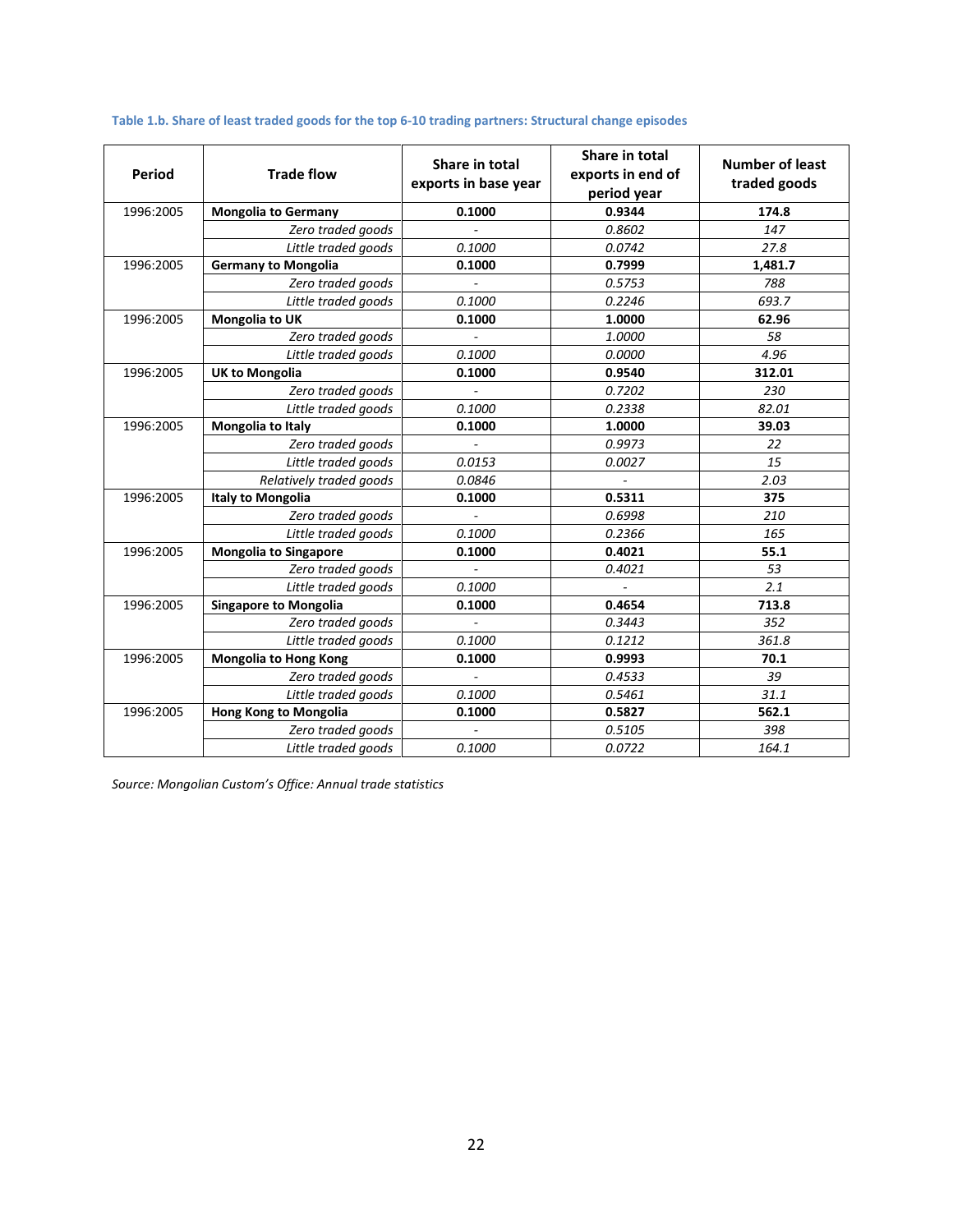**Table 1.b. Share of least traded goods for the top 6-10 trading partners: Structural change episodes**

| Period | Trade flow | Share in total exports in base year | Share in total exports in end of period year | Number of least traded goods |
|---|---|---|---|---|
| 1996:2005 | **Mongolia to Germany** | **0.1000** | **0.9344** | **174.8** |
| | *Zero traded goods* | - | *0.8602* | *147* |
| | *Little traded goods* | *0.1000* | *0.0742* | *27.8* |
| 1996:2005 | **Germany to Mongolia** | **0.1000** | **0.7999** | **1,481.7** |
| | *Zero traded goods* | - | *0.5753* | *788* |
| | *Little traded goods* | *0.1000* | *0.2246* | *693.7* |
| 1996:2005 | **Mongolia to UK** | **0.1000** | **1.0000** | **62.96** |
| | *Zero traded goods* | - | *1.0000* | *58* |
| | *Little traded goods* | *0.1000* | *0.0000* | *4.96* |
| 1996:2005 | **UK to Mongolia** | **0.1000** | **0.9540** | **312.01** |
| | *Zero traded goods* | - | *0.7202* | *230* |
| | *Little traded goods* | *0.1000* | *0.2338* | *82.01* |
| 1996:2005 | **Mongolia to Italy** | **0.1000** | **1.0000** | **39.03** |
| | *Zero traded goods* | - | *0.9973* | *22* |
| | *Little traded goods* | *0.0153* | *0.0027* | *15* |
| | *Relatively traded goods* | *0.0846* | - | *2.03* |
| 1996:2005 | **Italy to Mongolia** | **0.1000** | **0.5311** | **375** |
| | *Zero traded goods* | - | *0.6998* | *210* |
| | *Little traded goods* | *0.1000* | *0.2366* | *165* |
| 1996:2005 | **Mongolia to Singapore** | **0.1000** | **0.4021** | **55.1** |
| | *Zero traded goods* | - | *0.4021* | *53* |
| | *Little traded goods* | *0.1000* | - | *2.1* |
| 1996:2005 | **Singapore to Mongolia** | **0.1000** | **0.4654** | **713.8** |
| | *Zero traded goods* | - | *0.3443* | *352* |
| | *Little traded goods* | *0.1000* | *0.1212* | *361.8* |
| 1996:2005 | **Mongolia to Hong Kong** | **0.1000** | **0.9993** | **70.1** |
| | *Zero traded goods* | - | *0.4533* | *39* |
| | *Little traded goods* | *0.1000* | *0.5461* | *31.1* |
| 1996:2005 | **Hong Kong to Mongolia** | **0.1000** | **0.5827** | **562.1** |
| | *Zero traded goods* | - | *0.5105* | *398* |
| | *Little traded goods* | *0.1000* | *0.0722* | *164.1* |

*Source: Mongolian Custom's Office: Annual trade statistics*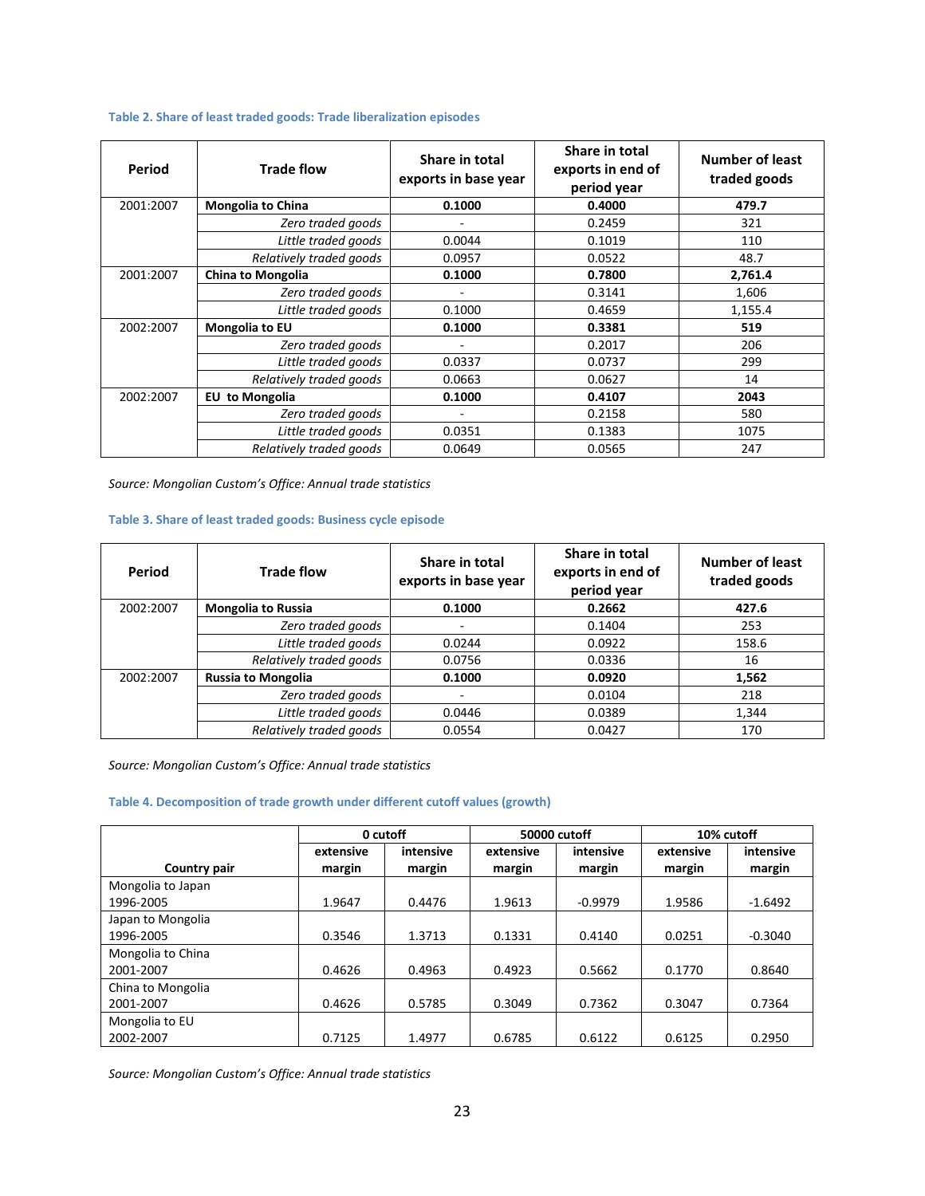**Table 2. Share of least traded goods: Trade liberalization episodes**

| Period | Trade flow | Share in total exports in base year | Share in total exports in end of period year | Number of least traded goods |
|---|---|---|---|---|
| 2001:2007 | **Mongolia to China** | **0.1000** | **0.4000** | **479.7** |
| | *Zero traded goods* | - | 0.2459 | 321 |
| | *Little traded goods* | 0.0044 | 0.1019 | 110 |
| | *Relatively traded goods* | 0.0957 | 0.0522 | 48.7 |
| 2001:2007 | **China to Mongolia** | **0.1000** | **0.7800** | **2,761.4** |
| | *Zero traded goods* | - | 0.3141 | 1,606 |
| | *Little traded goods* | 0.1000 | 0.4659 | 1,155.4 |
| 2002:2007 | **Mongolia to EU** | **0.1000** | **0.3381** | **519** |
| | *Zero traded goods* | - | 0.2017 | 206 |
| | *Little traded goods* | 0.0337 | 0.0737 | 299 |
| | *Relatively traded goods* | 0.0663 | 0.0627 | 14 |
| 2002:2007 | **EU to Mongolia** | **0.1000** | **0.4107** | **2043** |
| | *Zero traded goods* | - | 0.2158 | 580 |
| | *Little traded goods* | 0.0351 | 0.1383 | 1075 |
| | *Relatively traded goods* | 0.0649 | 0.0565 | 247 |

*Source: Mongolian Custom's Office: Annual trade statistics*

**Table 3. Share of least traded goods: Business cycle episode**

| Period | Trade flow | Share in total exports in base year | Share in total exports in end of period year | Number of least traded goods |
|---|---|---|---|---|
| 2002:2007 | **Mongolia to Russia** | **0.1000** | **0.2662** | **427.6** |
| | *Zero traded goods* | - | 0.1404 | 253 |
| | *Little traded goods* | 0.0244 | 0.0922 | 158.6 |
| | *Relatively traded goods* | 0.0756 | 0.0336 | 16 |
| 2002:2007 | **Russia to Mongolia** | **0.1000** | **0.0920** | **1,562** |
| | *Zero traded goods* | - | 0.0104 | 218 |
| | *Little traded goods* | 0.0446 | 0.0389 | 1,344 |
| | *Relatively traded goods* | 0.0554 | 0.0427 | 170 |

*Source: Mongolian Custom's Office: Annual trade statistics*

**Table 4. Decomposition of trade growth under different cutoff values (growth)**

| | 0 cutoff | | 50000 cutoff | | 10% cutoff | |
|---|---|---|---|---|---|---|
| Country pair | extensive margin | intensive margin | extensive margin | intensive margin | extensive margin | intensive margin |
| Mongolia to Japan 1996-2005 | 1.9647 | 0.4476 | 1.9613 | -0.9979 | 1.9586 | -1.6492 |
| Japan to Mongolia 1996-2005 | 0.3546 | 1.3713 | 0.1331 | 0.4140 | 0.0251 | -0.3040 |
| Mongolia to China 2001-2007 | 0.4626 | 0.4963 | 0.4923 | 0.5662 | 0.1770 | 0.8640 |
| China to Mongolia 2001-2007 | 0.4626 | 0.5785 | 0.3049 | 0.7362 | 0.3047 | 0.7364 |
| Mongolia to EU 2002-2007 | 0.7125 | 1.4977 | 0.6785 | 0.6122 | 0.6125 | 0.2950 |

*Source: Mongolian Custom's Office: Annual trade statistics*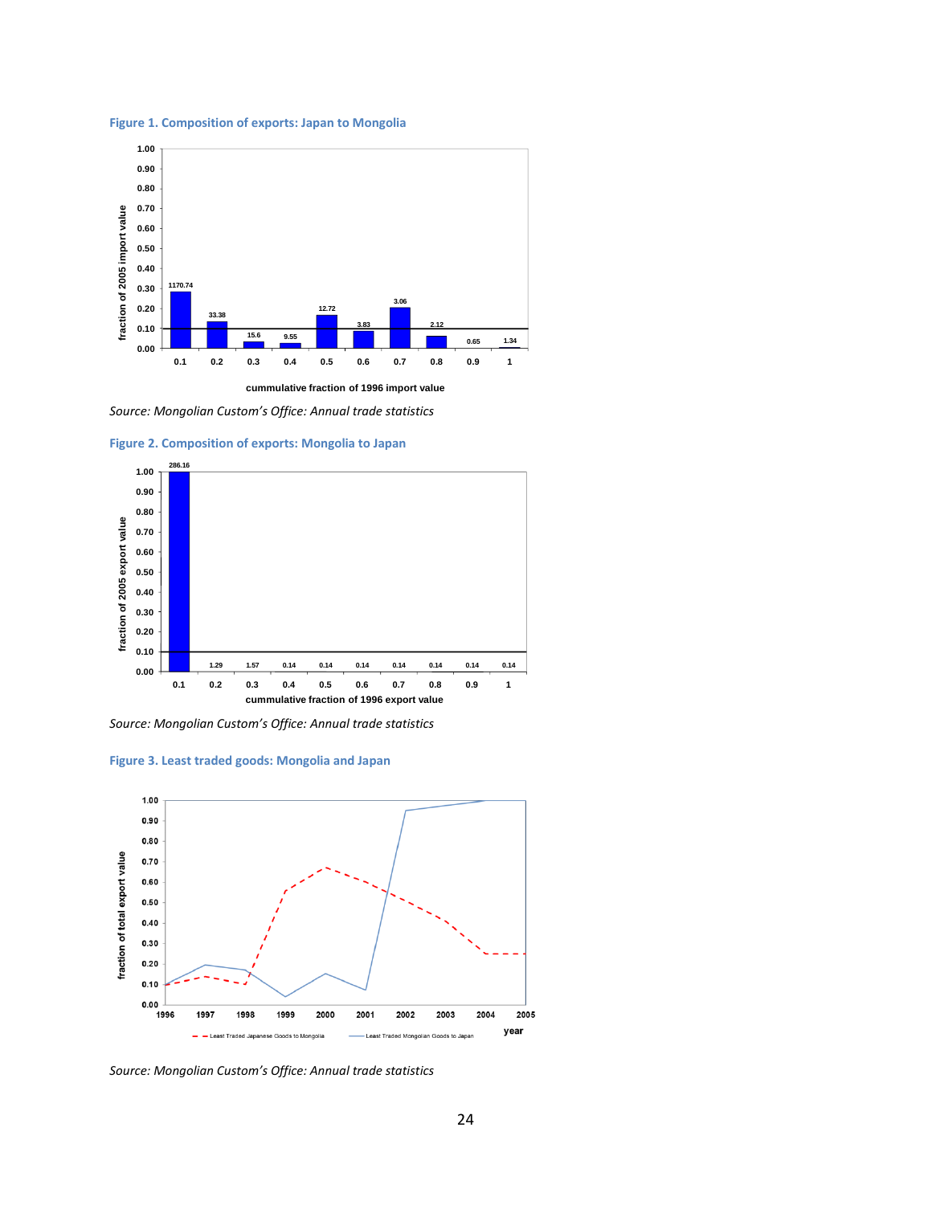**Figure 1. Composition of exports: Japan to Mongolia**

*Source: Mongolian Custom's Office: Annual trade statistics*

**Figure 2. Composition of exports: Mongolia to Japan**

*Source: Mongolian Custom's Office: Annual trade statistics*

**Figure 3. Least traded goods: Mongolia and Japan**

*Source: Mongolian Custom's Office: Annual trade statistics*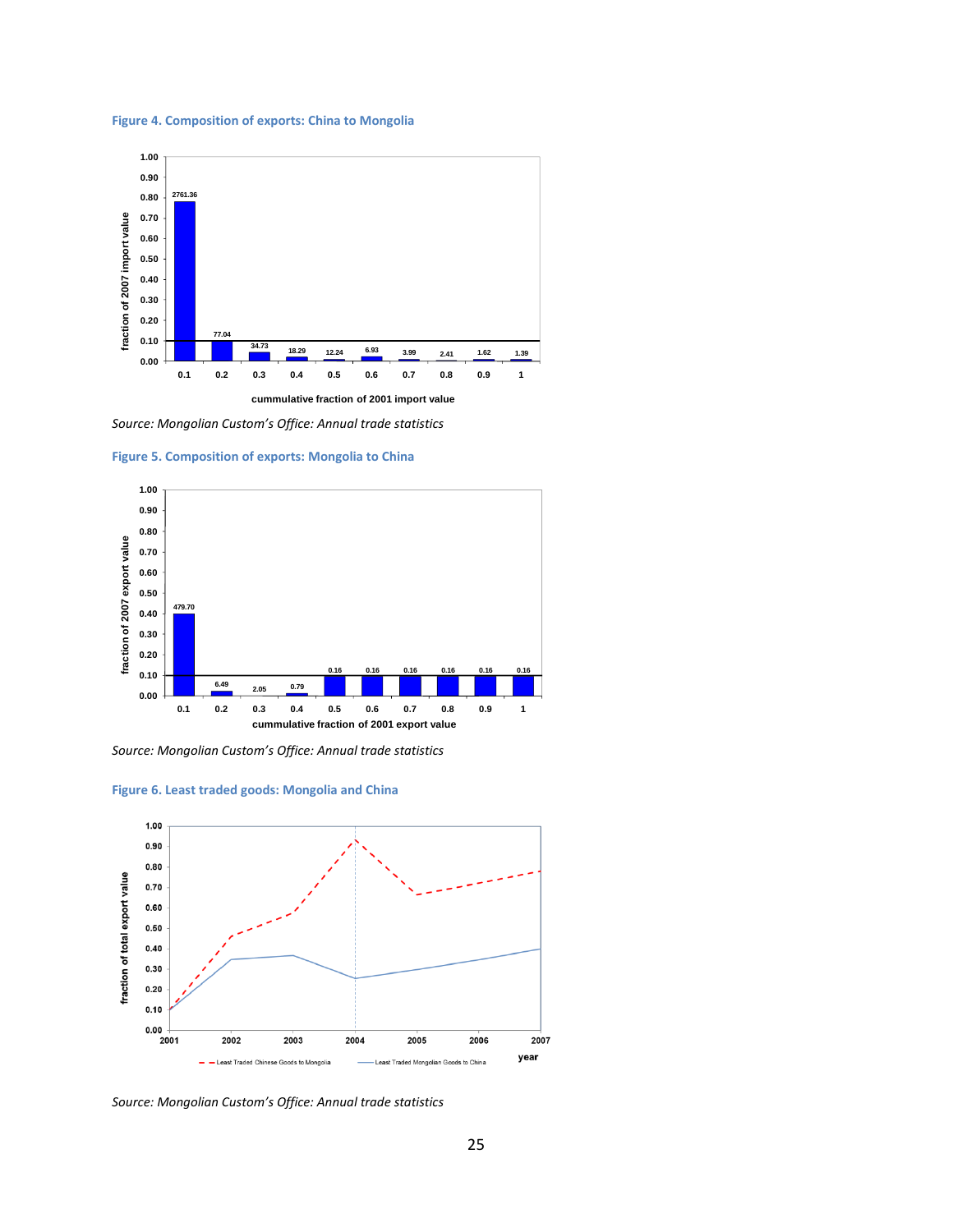**Figure 4. Composition of exports: China to Mongolia**

*Source: Mongolian Custom's Office: Annual trade statistics*

**Figure 5. Composition of exports: Mongolia to China**

*Source: Mongolian Custom's Office: Annual trade statistics*

**Figure 6. Least traded goods: Mongolia and China**

*Source: Mongolian Custom's Office: Annual trade statistics*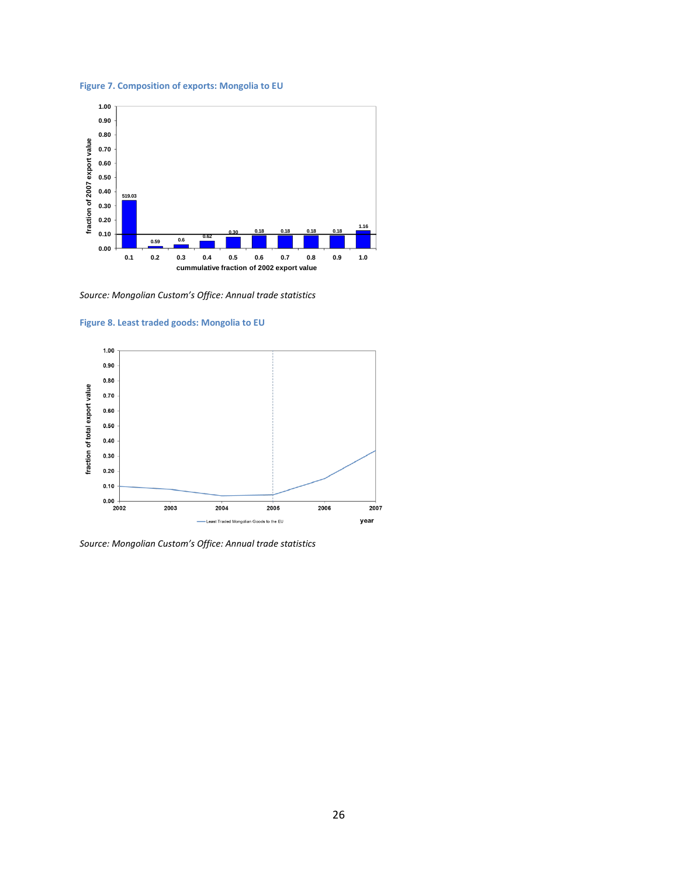**Figure 7. Composition of exports: Mongolia to EU**

*Source: Mongolian Custom's Office: Annual trade statistics*

**Figure 8. Least traded goods: Mongolia to EU**

*Source: Mongolian Custom's Office: Annual trade statistics*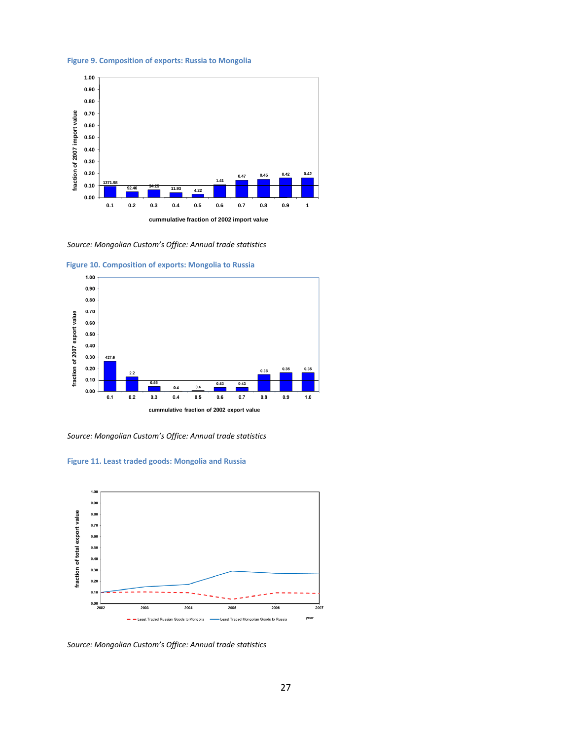**Figure 9. Composition of exports: Russia to Mongolia**

1.00
0.90
0.80
0.70
0.60
0.50
0.40
0.30
0.20
0.10
0.00

fraction of 2007 import value

1371.98
92.46
34.25
11.93
4.22
1.41
0.47
0.45
0.42
0.42

0.1 0.2 0.3 0.4 0.5 0.6 0.7 0.8 0.9 1

cummulative fraction of 2002 import value

*Source: Mongolian Custom's Office: Annual trade statistics*

**Figure 10. Composition of exports: Mongolia to Russia**

1.00
0.90
0.80
0.70
0.60
0.50
0.40
0.30
0.20
0.10
0.00

fraction of 2007 export value

427.6
2.2
0.55
0.4
0.4
0.43
0.43
0.36
0.35
0.35

0.1 0.2 0.3 0.4 0.5 0.6 0.7 0.8 0.9 1.0

cummulative fraction of 2002 export value

*Source: Mongolian Custom's Office: Annual trade statistics*

**Figure 11. Least traded goods: Mongolia and Russia**

1.00
0.90
0.80
0.70
0.60
0.50
0.40
0.30
0.20
0.10
0.00

fraction of total export value

2002 2003 2004 2005 2006 2007

year

Least Traded Russian Goods to Mongolia
Least Traded Mongolian Goods to Russia

*Source: Mongolian Custom's Office: Annual trade statistics*